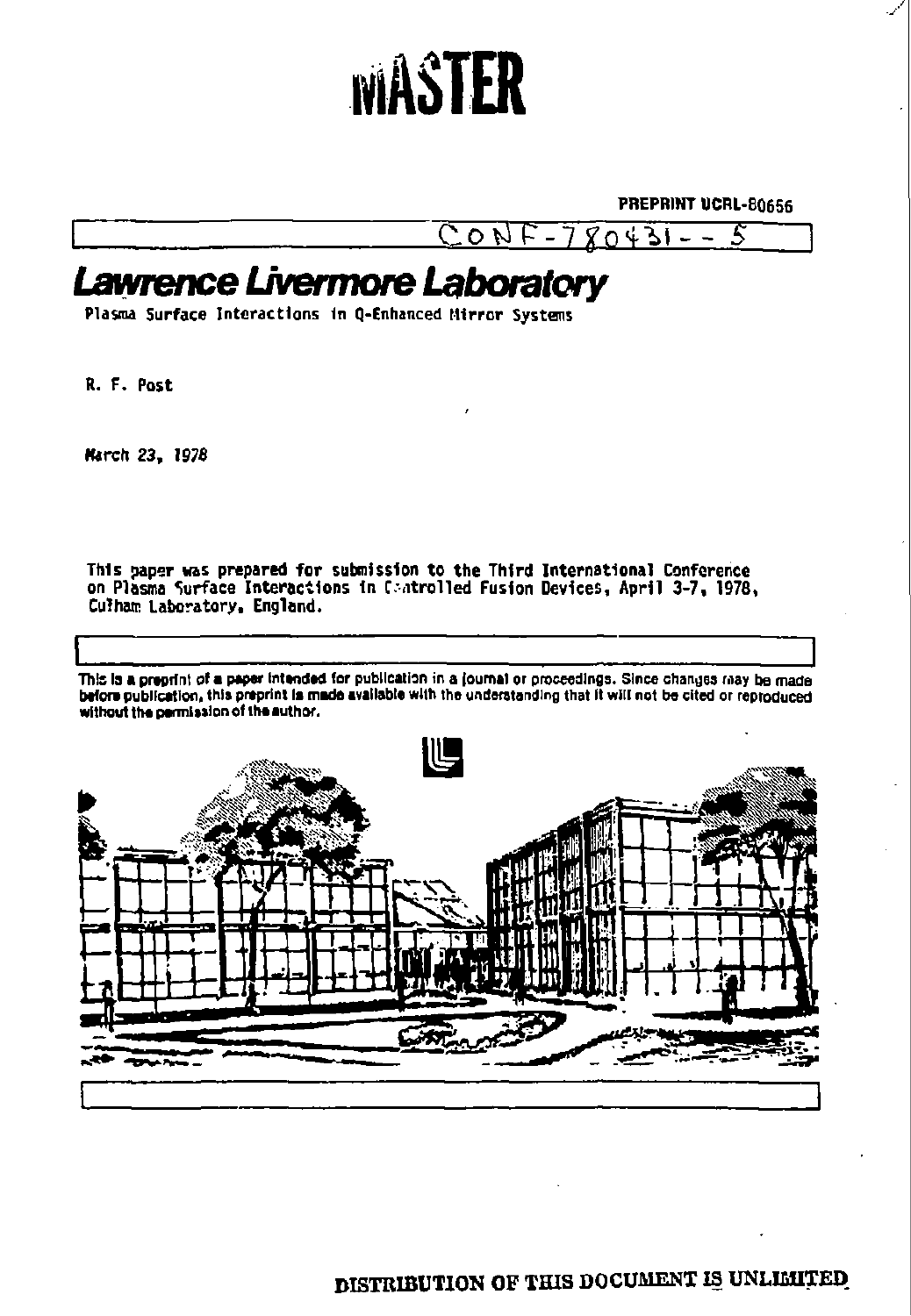# MASTER

**PREPRINT UCRL-80656**

CONF-780431--5

## *Lawrence Livermore Laboratory*

Plasma Surface Interactions in Q-Enhanced Mirror Systems

R. F. Post

March 23, 1978

This paper was prepared for submission to the Third International Conference on Plasma Surface Interactions in Controlled Fusion Devices, April 3-7, 1978, Culham Laboratory, England.

**This is a preprint of a paper intended for publication in a journal or proceedings. Since changes may be made before publication, this preprint is made available with the understanding that it will not be cited or reproduced without the permission of the author.**

**DISTRIBUTION OF THIS DOCUMENT IS UNLIMITED**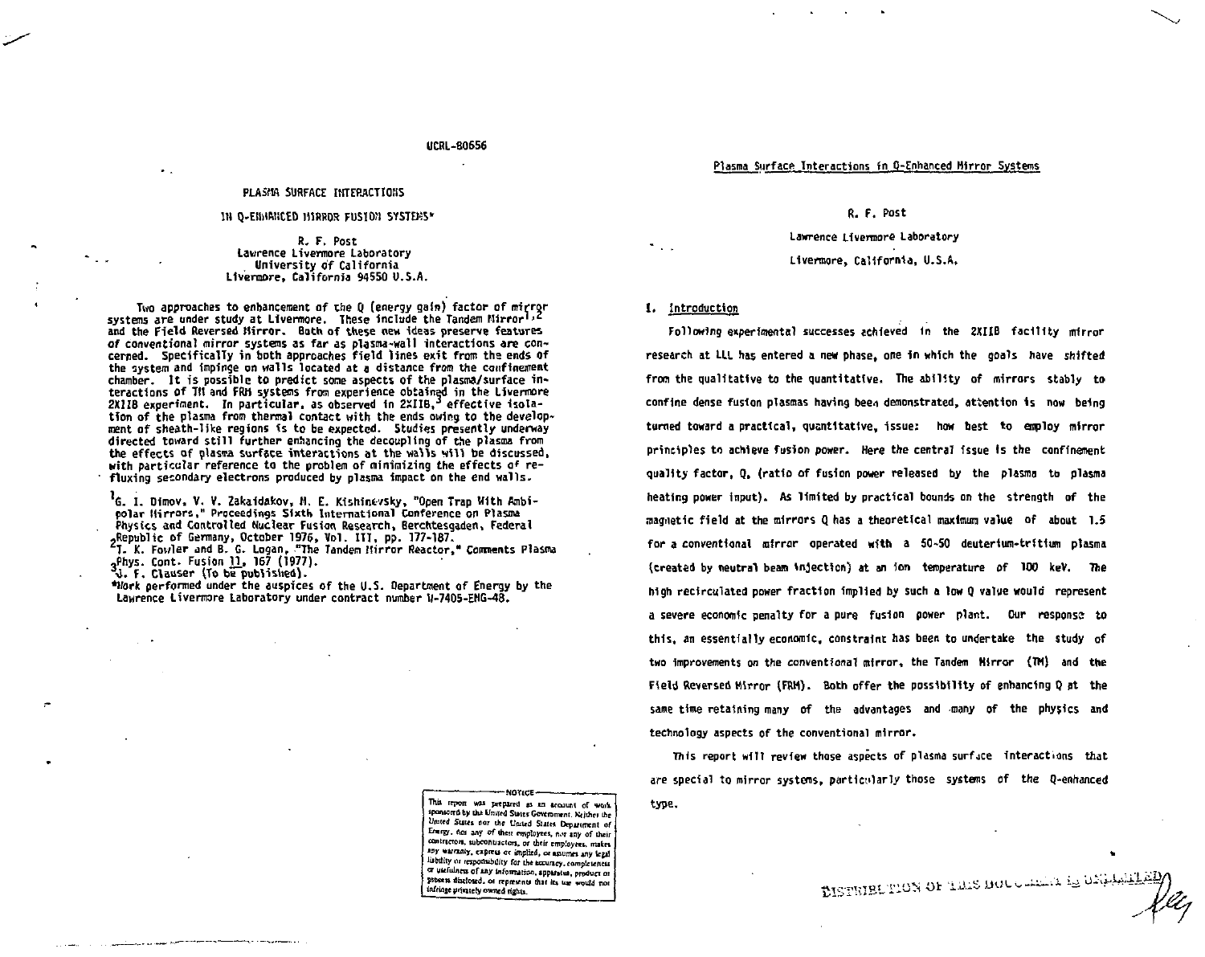UCRL-80656

# PLASMA SURFACE INTERACTIONS

# IN Q-ENHANCED MIRROR FUSION SYSTEMS*

R. F. Post
Lawrence Livermore Laboratory
University of California
Livermore, California 94550 U.S.A.

Two approaches to enhancement of the Q (energy gain) factor of mirror systems are under study at Livermore. These include the Tandem Mirror[1,2] and the Field Reversed Mirror. Both of these new ideas preserve features of conventional mirror systems as far as plasma-wall interactions are concerned. Specifically in both approaches field lines exit from the ends of the system and impinge on walls located at a distance from the confinement chamber. It is possible to predict some aspects of the plasma/surface interactions of TM and FRM systems from experience obtained in the Livermore 2XIIB experiment. In particular, as observed in 2XIIB,[3] effective isolation of the plasma from thermal contact with the ends owing to the development of sheath-like regions is to be expected. Studies presently underway directed toward still further enhancing the decoupling of the plasma from the effects of plasma surface interactions at the walls will be discussed, with particular reference to the problem of minimizing the effects of refluxing secondary electrons produced by plasma impact on the end walls.

[1] G. I. Dimov, V. V. Zakaidakov, M. E. Kishinevsky, "Open Trap With Ambipolar Mirrors," Proceedings Sixth International Conference on Plasma Physics and Controlled Nuclear Fusion Research, Berchtesgaden, Federal Republic of Germany, October 1976, Vol. III, pp. 177-187.

[2] T. K. Fowler and B. G. Logan, "The Tandem Mirror Reactor," Comments Plasma Phys. Cont. Fusion 11, 167 (1977).

[3] J. F. Clauser (To be published).

*Work performed under the auspices of the U.S. Department of Energy by the Lawrence Livermore Laboratory under contract number W-7405-ENG-48.

NOTICE

This report was prepared as an account of work sponsored by the United States Government. Neither the United States nor the United States Department of Energy, nor any of their employees, nor any of their contractors, subcontractors, or their employees, makes any warranty, express or implied, or assumes any legal liability or responsibility for the accuracy, completeness or usefulness of any information, apparatus, product or process disclosed, or represents that its use would not infringe privately owned rights.

# Plasma Surface Interactions in Q-Enhanced Mirror Systems

R. F. Post

Lawrence Livermore Laboratory

Livermore, California, U.S.A.

## I. Introduction

Following experimental successes achieved in the 2XIIB facility mirror research at LLL has entered a new phase, one in which the goals have shifted from the qualitative to the quantitative. The ability of mirrors stably to confine dense fusion plasmas having been demonstrated, attention is now being turned toward a practical, quantitative, issue: how best to employ mirror principles to achieve fusion power. Here the central issue is the confinement quality factor, Q, (ratio of fusion power released by the plasma to plasma heating power input). As limited by practical bounds on the strength of the magnetic field at the mirrors Q has a theoretical maximum value of about 1.5 for a conventional mirror operated with a 50-50 deuterium-tritium plasma (created by neutral beam injection) at an ion temperature of 100 keV. The high recirculated power fraction implied by such a low Q value would represent a severe economic penalty for a pure fusion power plant. Our response to this, an essentially economic, constraint has been to undertake the study of two improvements on the conventional mirror, the Tandem Mirror (TM) and the Field Reversed Mirror (FRM). Both offer the possibility of enhancing Q at the same time retaining many of the advantages and many of the physics and technology aspects of the conventional mirror.

This report will review those aspects of plasma surface interactions that are special to mirror systems, particularly those systems of the Q-enhanced type.

DISTRIBUTION OF THIS DOCUMENT IS UNLIMITED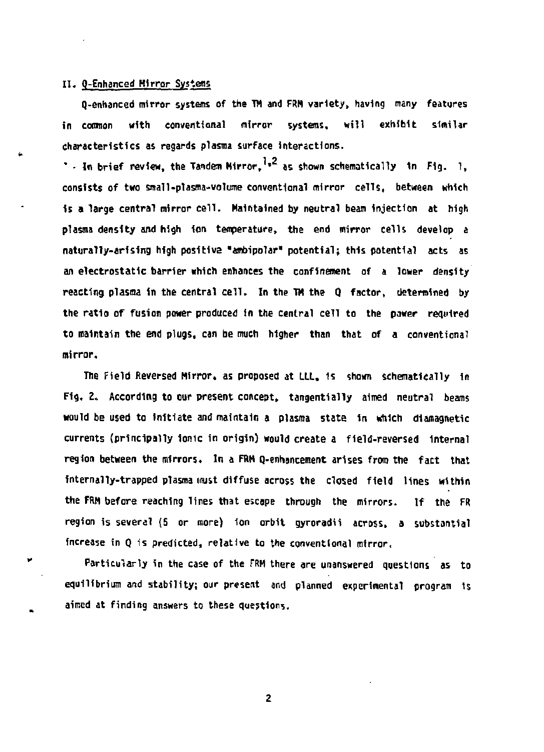## II. Q-Enhanced Mirror Systems

Q-enhanced mirror systems of the TM and FRM variety, having many features in common with conventional mirror systems, will exhibit similar characteristics as regards plasma surface interactions.

In brief review, the Tandem Mirror,[1,2] as shown schematically in Fig. 1, consists of two small-plasma-volume conventional mirror cells, between which is a large central mirror cell. Maintained by neutral beam injection at high plasma density and high ion temperature, the end mirror cells develop a naturally-arising high positive "ambipolar" potential; this potential acts as an electrostatic barrier which enhances the confinement of a lower density reacting plasma in the central cell. In the TM the Q factor, determined by the ratio of fusion power produced in the central cell to the power required to maintain the end plugs, can be much higher than that of a conventional mirror.

The Field Reversed Mirror, as proposed at LLL, is shown schematically in Fig. 2. According to our present concept, tangentially aimed neutral beams would be used to initiate and maintain a plasma state in which diamagnetic currents (principally ionic in origin) would create a field-reversed internal region between the mirrors. In a FRM Q-enhancement arises from the fact that internally-trapped plasma must diffuse across the closed field lines within the FRM before reaching lines that escape through the mirrors. If the FR region is several (5 or more) ion orbit gyroradii across, a substantial increase in Q is predicted, relative to the conventional mirror.

Particularly in the case of the FRM there are unanswered questions as to equilibrium and stability; our present and planned experimental program is aimed at finding answers to these questions.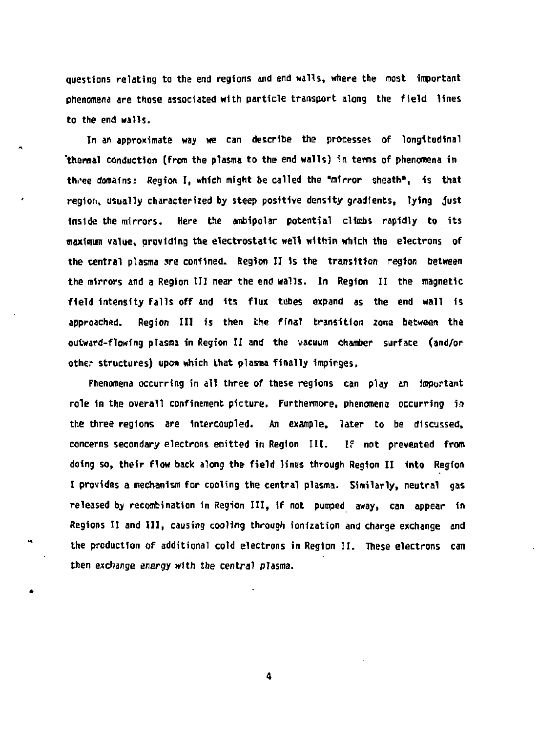questions relating to the end regions and end walls, where the most important phenomena are those associated with particle transport along the field lines to the end walls.

In an approximate way we can describe the processes of longitudinal thermal conduction (from the plasma to the end walls) in terms of phenomena in three domains: Region I, which might be called the "mirror sheath", is that region, usually characterized by steep positive density gradients, lying just inside the mirrors. Here the ambipolar potential climbs rapidly to its maximum value, providing the electrostatic well within which the electrons of the central plasma are confined. Region II is the transition region between the mirrors and a Region III near the end walls. In Region II the magnetic field intensity falls off and its flux tubes expand as the end wall is approached. Region III is then the final transition zone between the outward-flowing plasma in Region II and the vacuum chamber surface (and/or other structures) upon which that plasma finally impinges.

Phenomena occurring in all three of these regions can play an important role in the overall confinement picture. Furthermore, phenomena occurring in the three regions are intercoupled. An example, later to be discussed, concerns secondary electrons emitted in Region III. If not prevented from doing so, their flow back along the field lines through Region II into Region I provides a mechanism for cooling the central plasma. Similarly, neutral gas released by recombination in Region III, if not pumped away, can appear in Regions II and III, causing cooling through ionization and charge exchange and the production of additional cold electrons in Region II. These electrons can then exchange energy with the central plasma.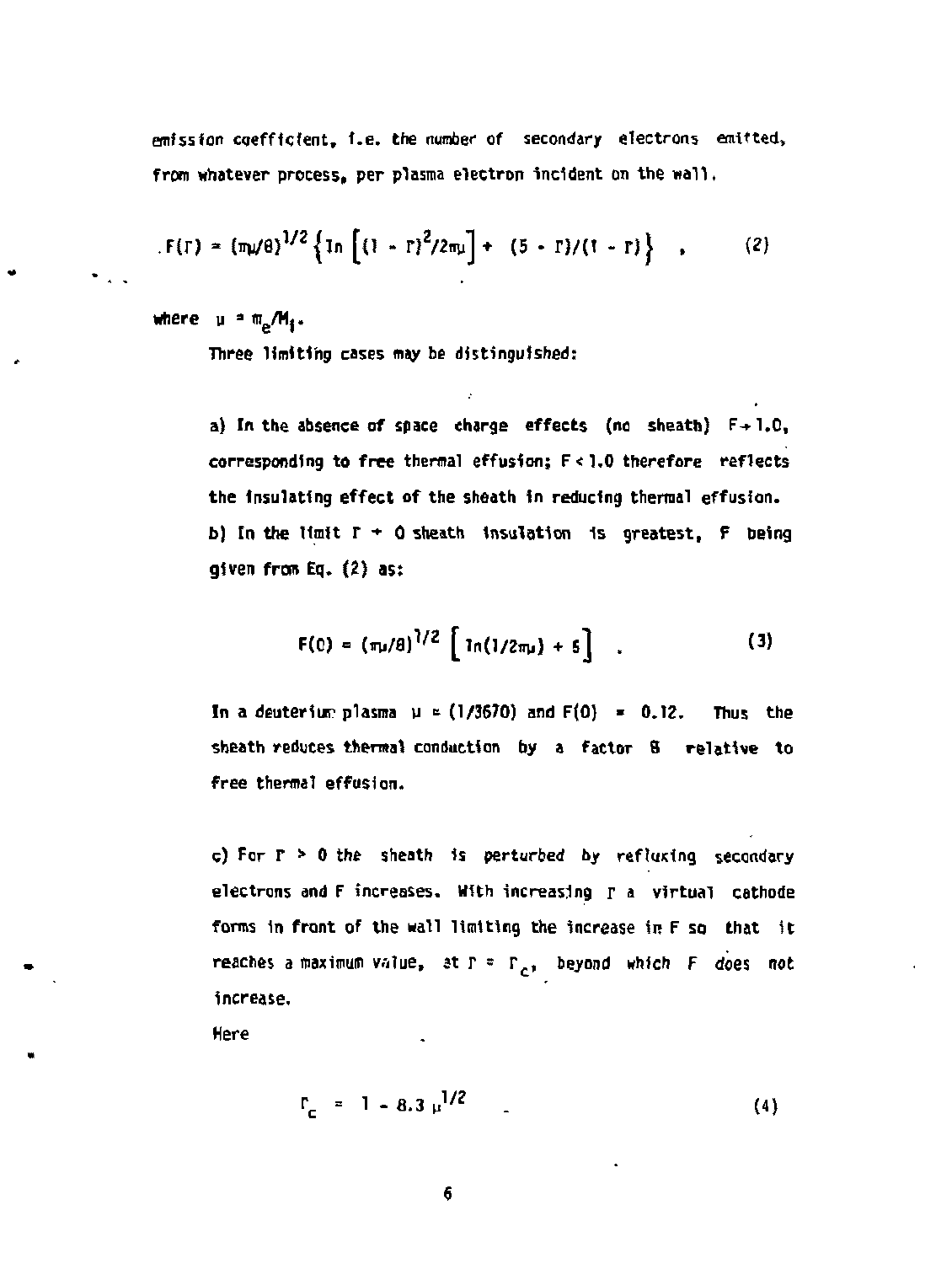emission coefficient, i.e. the number of secondary electrons emitted, from whatever process, per plasma electron incident on the wall.

$$F(\Gamma) = (\pi\mu/8)^{1/2}\left\{\ln\left[(1-\Gamma)^2/2\pi\mu\right] + (5-\Gamma)/(1-\Gamma)\right\} \quad , \tag{2}$$

where $\mu = m_e/M_i$.

Three limiting cases may be distinguished:

a) In the absence of space charge effects (no sheath) $F \to 1.0$, corresponding to free thermal effusion; $F < 1.0$ therefore reflects the insulating effect of the sheath in reducing thermal effusion.

b) In the limit $\Gamma \to 0$ sheath insulation is greatest, $F$ being given from Eq. (2) as:

$$F(0) = (\pi\mu/8)^{1/2}\left[\ln(1/2\pi\mu) + 5\right] \quad . \tag{3}$$

In a deuterium plasma $\mu \approx (1/3670)$ and $F(0) = 0.12$. Thus the sheath reduces thermal conduction by a factor 8 relative to free thermal effusion.

c) For $\Gamma > 0$ the sheath is *perturbed by refluxing* secondary electrons and F increases. With increasing $\Gamma$ a virtual cathode forms in front of the wall limiting the increase in F so that it reaches a maximum value, at $\Gamma = \Gamma_c$, beyond which *F does not* increase.

Here

$$\Gamma_c = 1 - 8.3\,\mu^{1/2} \tag{4}$$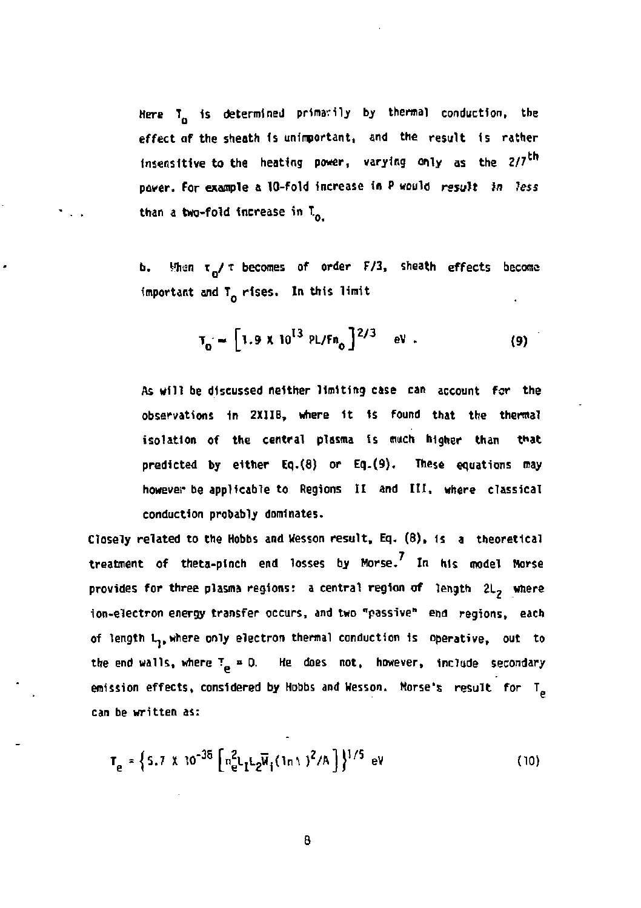Here $T_0$ is determined primarily by thermal conduction, the effect of the sheath is unimportant, and the result is rather insensitive to the heating power, varying only as the $2/7^{th}$ power. For example a 10-fold increase in $P$ would *result in less* than a two-fold increase in $T_0$.

b. When $\tau_0/\tau$ becomes of order $F/3$, sheath effects become important and $T_0$ rises. In this limit

$$T_0 = \left[1.9 \times 10^{13} \, PL/Fn_0\right]^{2/3} \quad \text{eV} \; . \tag{9}$$

As will be discussed neither limiting case can account for the observations in 2XIIB, where it is found that the thermal isolation of the central plasma is much higher than that predicted by either Eq.(8) or Eq.(9). These equations may however be applicable to Regions II and III, where classical conduction probably dominates.

Closely related to the Hobbs and Wesson result, Eq. (8), is a theoretical treatment of theta-pinch end losses by Morse.[7] In his model Morse provides for three plasma regions: a central region of length $2L_2$ where ion-electron energy transfer occurs, and two "passive" end regions, each of length $L_1$, where only electron thermal conduction is operative, out to the end walls, where $T_e = 0$. He does not, however, include secondary emission effects, considered by Hobbs and Wesson. Morse's result for $T_e$ can be written as:

$$T_e = \left\{5.7 \times 10^{-36} \left[n_e^2 L_1 L_2 \overline{W}_i (\ln \Lambda)^2 / A\right]\right\}^{1/5} \text{ eV} \tag{10}$$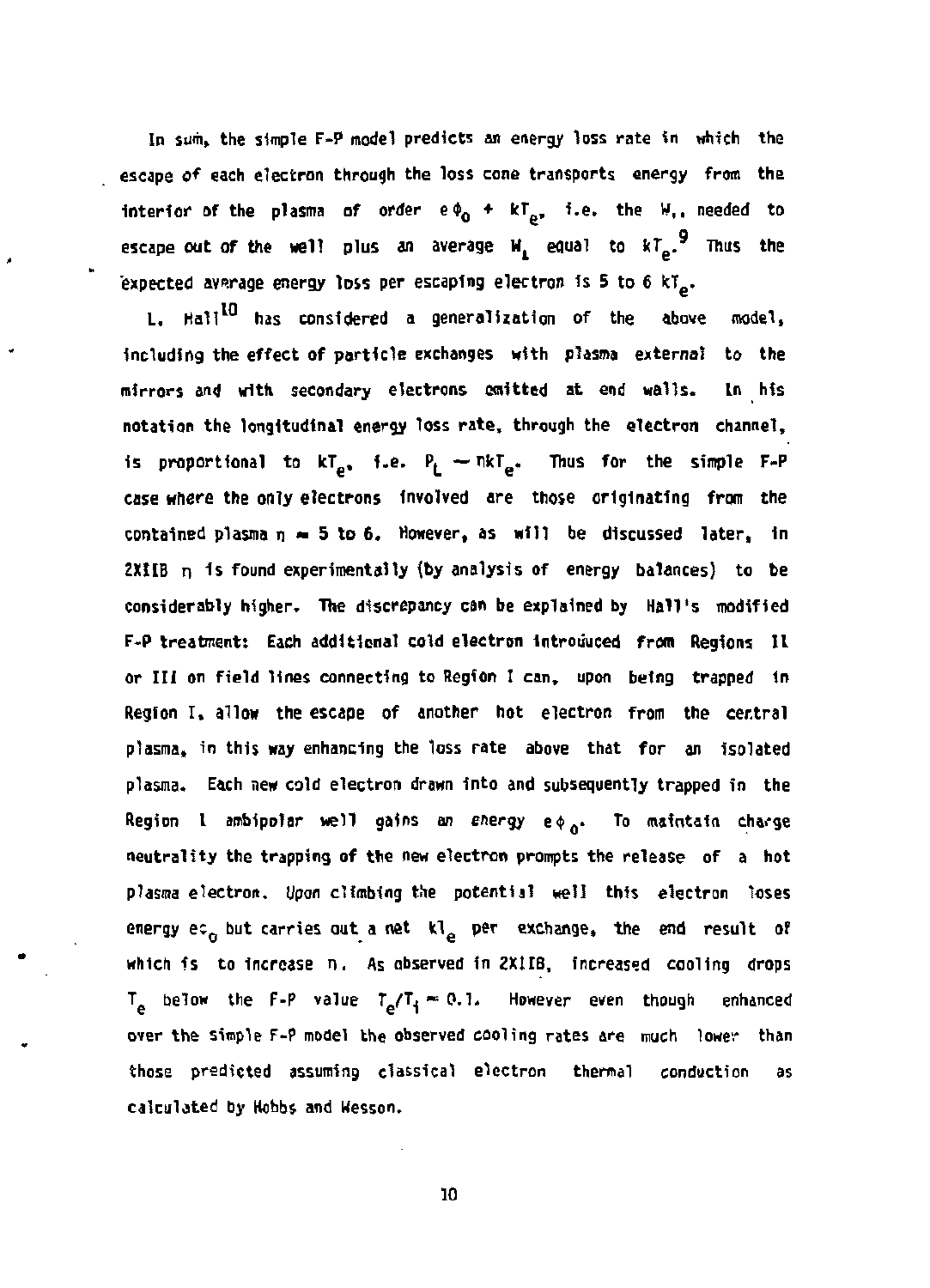In sum, the simple F-P model predicts an energy loss rate in which the escape of each electron through the loss cone transports energy from the interior of the plasma of order $e\phi_0 + kT_e$, i.e. the $W_{\parallel}$ needed to escape out of the well plus an average $W_{\perp}$ equal to $kT_e$.[9] Thus the expected average energy loss per escaping electron is 5 to 6 $kT_e$.

L. Hall[10] has considered a generalization of the above model, including the effect of particle exchanges with plasma external to the mirrors and with secondary electrons emitted at end walls. In his notation the longitudinal energy loss rate, through the electron channel, is proportional to $kT_e$, i.e. $P_L \sim \eta kT_e$. Thus for the simple F-P case where the only electrons involved are those originating from the contained plasma $\eta \approx 5$ to 6. However, as will be discussed later, in 2XIIB $\eta$ is found experimentally (by analysis of energy balances) to be considerably higher. The discrepancy can be explained by Hall's modified F-P treatment: Each additional cold electron introduced from Regions II or III on field lines connecting to Region I can, upon being trapped in Region I, allow the escape of another hot electron from the central plasma, in this way enhancing the loss rate above that for an isolated plasma. Each new cold electron drawn into and subsequently trapped in the Region I ambipolar well gains an energy $e\phi_0$. To maintain charge neutrality the trapping of the new electron prompts the release of a hot plasma electron. Upon climbing the potential well this electron loses energy $e\phi_0$ but carries out a net $kT_e$ per exchange, the end result of which is to increase $\eta$. As observed in 2XIIB, increased cooling drops $T_e$ below the F-P value $T_e/T_i \approx 0.1$. However even though enhanced over the simple F-P model the observed cooling rates are much lower than those predicted assuming classical electron thermal conduction as calculated by Hobbs and Wesson.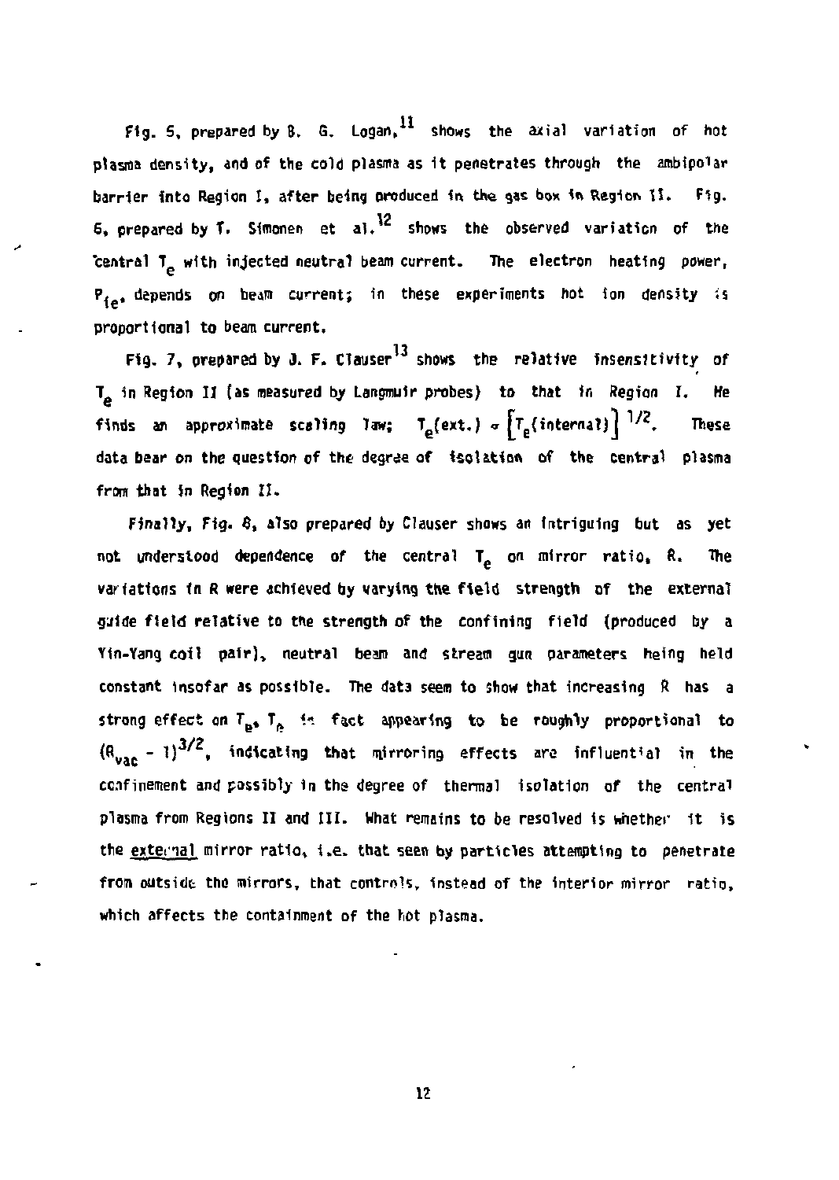Fig. 5, prepared by B. G. Logan,[11] shows the axial variation of hot plasma density, and of the cold plasma as it penetrates through the ambipolar barrier into Region I, after being produced in the gas box in Region II. Fig. 6, prepared by T. Simonen et al.[12] shows the observed variation of the central $T_e$ with injected neutral beam current. The electron heating power, $P_{ie}$, depends on beam current; in these experiments hot ion density is proportional to beam current.

Fig. 7, prepared by J. F. Clauser[13] shows the relative insensitivity of $T_e$ in Region II (as measured by Langmuir probes) to that in Region I. He finds an approximate scaling law; $T_e(\text{ext.}) \propto \left[T_e(\text{internal})\right]^{1/2}$. These data bear on the question of the degree of isolation of the central plasma from that in Region II.

Finally, Fig. 8, also prepared by Clauser shows an intriguing but as yet not understood dependence of the central $T_e$ on mirror ratio, $R$. The variations in R were achieved by varying the field strength of the external guide field relative to the strength of the confining field (produced by a Yin-Yang coil pair), neutral beam and stream gun parameters being held constant insofar as possible. The data seem to show that increasing R has a strong effect on $T_e$, $T_e$ in fact appearing to be roughly proportional to $(R_{vac} - 1)^{3/2}$, indicating that mirroring effects are influential in the confinement and possibly in the degree of thermal isolation of the central plasma from Regions II and III. What remains to be resolved is whether it is the external mirror ratio, i.e. that seen by particles attempting to penetrate from outside the mirrors, that controls, instead of the interior mirror ratio, which affects the containment of the hot plasma.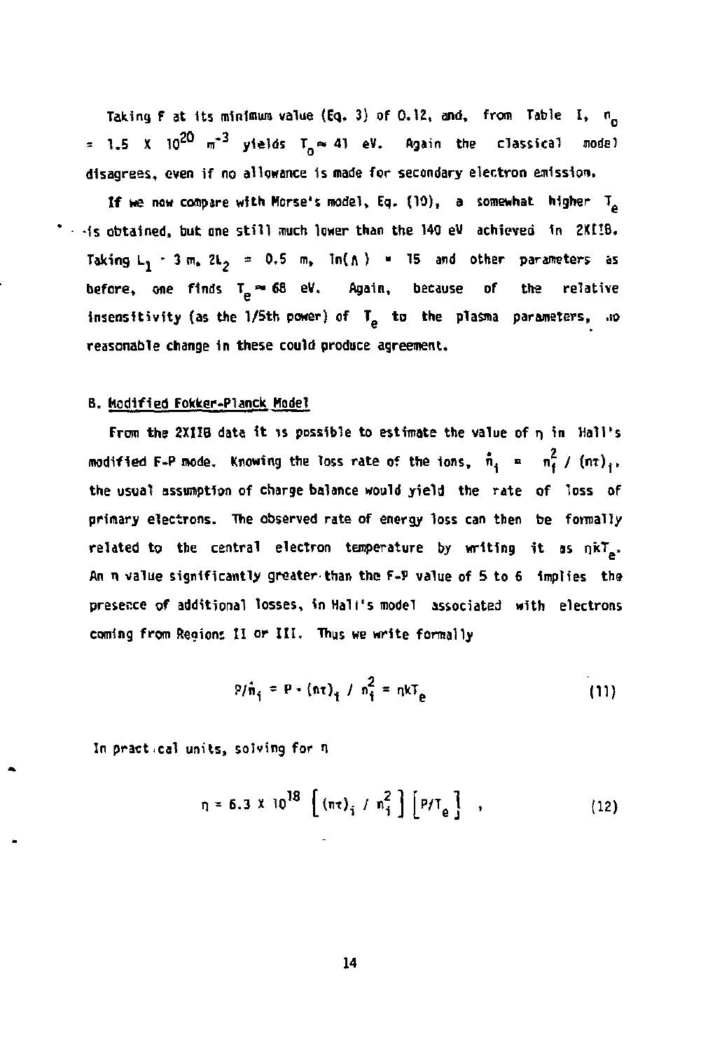Taking F at its minimum value (Eq. 3) of 0.12, and, from Table I, $n_0 = 1.5 \times 10^{20}\ m^{-3}$ yields $T_0 \approx 41$ eV. Again the classical model disagrees, even if no allowance is made for secondary electron emission.

If we now compare with Morse's model, Eq. (10), a somewhat higher $T_e$ is obtained, but one still much lower than the 140 eV achieved in 2XIIB. Taking $L_1 = 3$ m, $2L_2 = 0.5$ m, $\ln(\Lambda) = 15$ and other parameters as before, one finds $T_e \approx 68$ eV. Again, because of the relative insensitivity (as the 1/5th power) of $T_e$ to the plasma parameters, no reasonable change in these could produce agreement.

### B. Modified Fokker-Planck Model

From the 2XIIB data it is possible to estimate the value of $\eta$ in Hall's modified F-P mode. Knowing the loss rate of the ions, $\dot{n}_i = n_i^2 / (n\tau)_i$, the usual assumption of charge balance would yield the rate of loss of primary electrons. The observed rate of energy loss can then be formally related to the central electron temperature by writing it as $\eta k T_e$. An $\eta$ value significantly greater than the F-P value of 5 to 6 implies the presence of additional losses, in Hall's model associated with electrons coming from Regions II or III. Thus we write formally

$$P/\dot{n}_i = P \cdot (n\tau)_i / n_i^2 = \eta k T_e \tag{11}$$

In practical units, solving for $\eta$

$$\eta = 6.3 \times 10^{18} \left[ (n\tau)_i / n_i^2 \right] \left[ P/T_e \right] , \tag{12}$$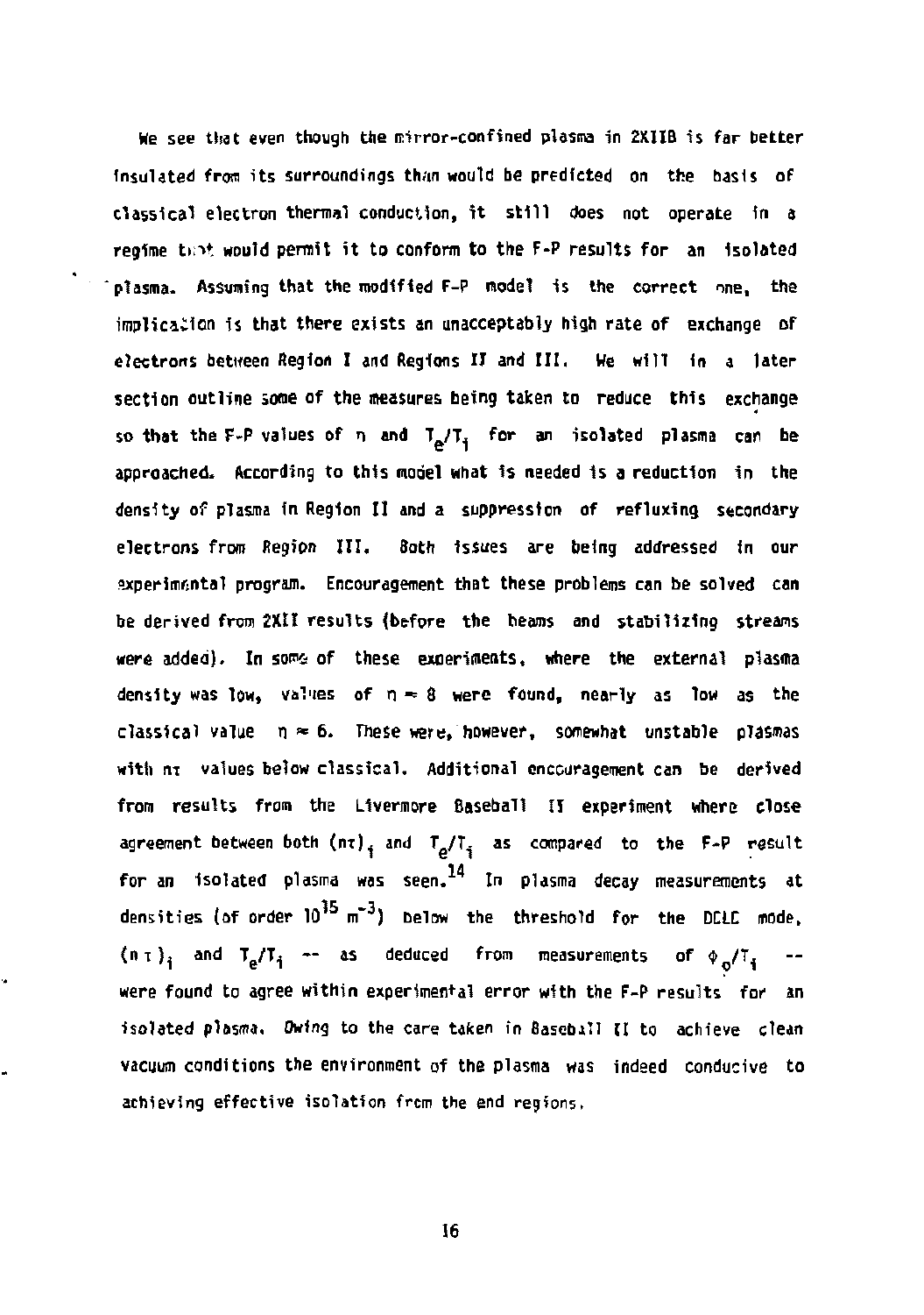We see that even though the mirror-confined plasma in 2XIIB is far better insulated from its surroundings than would be predicted on the basis of classical electron thermal conduction, it still does not operate in a regime that would permit it to conform to the F-P results for an isolated plasma. Assuming that the modified F-P model is the correct one, the implication is that there exists an unacceptably high rate of exchange of electrons between Region I and Regions II and III. We will in a later section outline some of the measures being taken to reduce this exchange so that the F-P values of $\eta$ and $T_e/T_i$ for an isolated plasma can be approached. According to this model what is needed is a reduction in the density of plasma in Region II and a suppression of refluxing secondary electrons from Region III. Both issues are being addressed in our experimental program. Encouragement that these problems can be solved can be derived from 2XII results (before the beams and stabilizing streams were added). In some of these experiments, where the external plasma density was low, values of $\eta \approx 8$ were found, nearly as low as the classical value $\eta \approx 6$. These were, however, somewhat unstable plasmas with $n\tau$ values below classical. Additional encouragement can be derived from results from the Livermore Baseball II experiment where close agreement between both $(n\tau)_i$ and $T_e/T_i$ as compared to the F-P result for an isolated plasma was seen.[14] In plasma decay measurements at densities (of order $10^{15}$ m$^{-3}$) below the threshold for the DCLC mode, $(n\tau)_i$ and $T_e/T_i$ -- as deduced from measurements of $\phi_o/T_i$ -- were found to agree within experimental error with the F-P results for an isolated plasma. Owing to the care taken in Baseball II to achieve clean vacuum conditions the environment of the plasma was indeed conducive to achieving effective isolation from the end regions.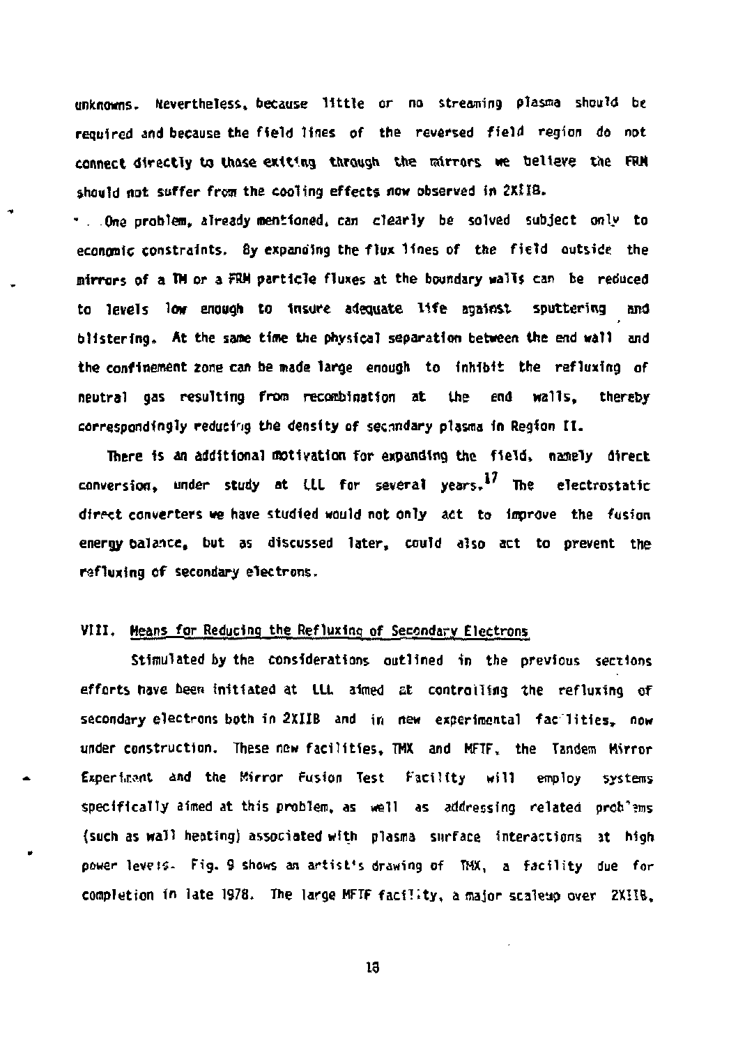unknowns. Nevertheless, because little or no streaming plasma should be required and because the field lines of the reversed field region do not connect directly to those exiting through the mirrors we believe the FRM should not suffer from the cooling effects now observed in 2XIIB.

One problem, already mentioned, can clearly be solved subject only to economic constraints. By expanding the flux lines of the field outside the mirrors of a TM or a FRM particle fluxes at the boundary walls can be reduced to levels low enough to insure adequate life against sputtering and blistering. At the same time the physical separation between the end wall and the confinement zone can be made large enough to inhibit the refluxing of neutral gas resulting from recombination at the end walls, thereby correspondingly reducing the density of secondary plasma in Region II.

There is an additional motivation for expanding the field, namely direct conversion, under study at LLL for several years.[17] The electrostatic direct converters we have studied would not only act to improve the fusion energy balance, but as discussed later, could also act to prevent the refluxing of secondary electrons.

## VIII. Means for Reducing the Refluxing of Secondary Electrons

Stimulated by the considerations outlined in the previous sections efforts have been initiated at LLL aimed at controlling the refluxing of secondary electrons both in 2XIIB and in new experimental facilities, now under construction. These new facilities, TMX and MFTF, the Tandem Mirror Experiment and the Mirror Fusion Test Facility will employ systems specifically aimed at this problem, as well as addressing related problems (such as wall heating) associated with plasma surface interactions at high power levels. Fig. 9 shows an artist's drawing of TMX, a facility due for completion in late 1978. The large MFTF facility, a major scaleup over 2XIIB,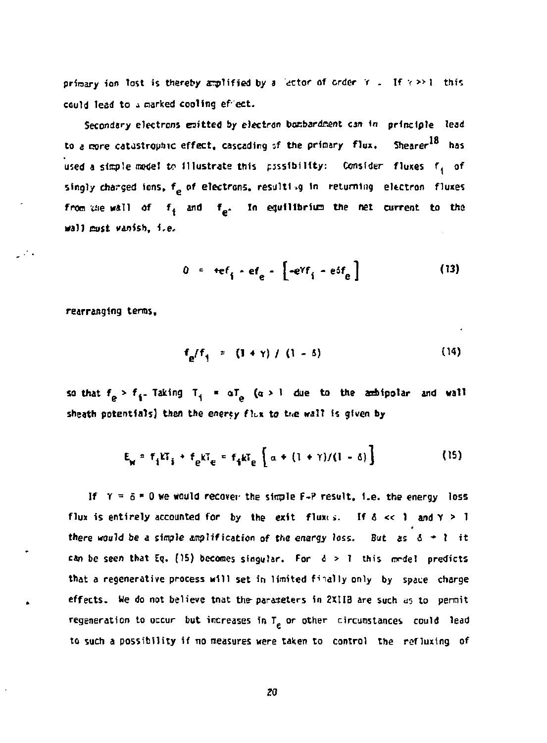primary ion lost is thereby amplified by a factor of order $\gamma$ . If $\gamma >> 1$ this could lead to a marked cooling effect.

Secondary electrons emitted by electron bombardment can in principle lead to a more catastrophic effect, cascading of the primary flux. Shearer[18] has used a simple model to illustrate this possibility: Consider fluxes $f_i$ of singly charged ions, $f_e$ of electrons, resulting in returning electron fluxes from the wall of $f_i$ and $f_e$. In equilibrium the net current to the wall must vanish, i.e.

$$0 = +ef_i - ef_e - \left[-e\gamma f_i - e\delta f_e\right] \tag{13}$$

rearranging terms,

$$f_e/f_i = (1 + \gamma) / (1 - \delta) \tag{14}$$

so that $f_e > f_i$. Taking $T_i = \alpha T_e$ ($\alpha > 1$ due to the ambipolar and wall sheath potentials) then the energy flux to the wall is given by

$$E_W = f_i kT_i + f_e kT_e = f_i kT_e \left[\alpha + (1 + \gamma)/(1 - \delta)\right] \tag{15}$$

If $\gamma = \delta = 0$ we would recover the simple F-P result, i.e. the energy loss flux is entirely accounted for by the exit fluxes. If $\delta << 1$ and $\gamma > 1$ *there would be a simple amplification of the energy loss.* But as $\delta \to 1$ it can be seen that Eq. (15) becomes singular. For $\delta > 1$ this model predicts that a regenerative process will set in limited finally only by space charge effects. We do not believe that the parameters in 2XIIB are such as to permit regeneration to occur but increases in $T_e$ or other circumstances could lead to such a possibility if no measures were taken to control the refluxing of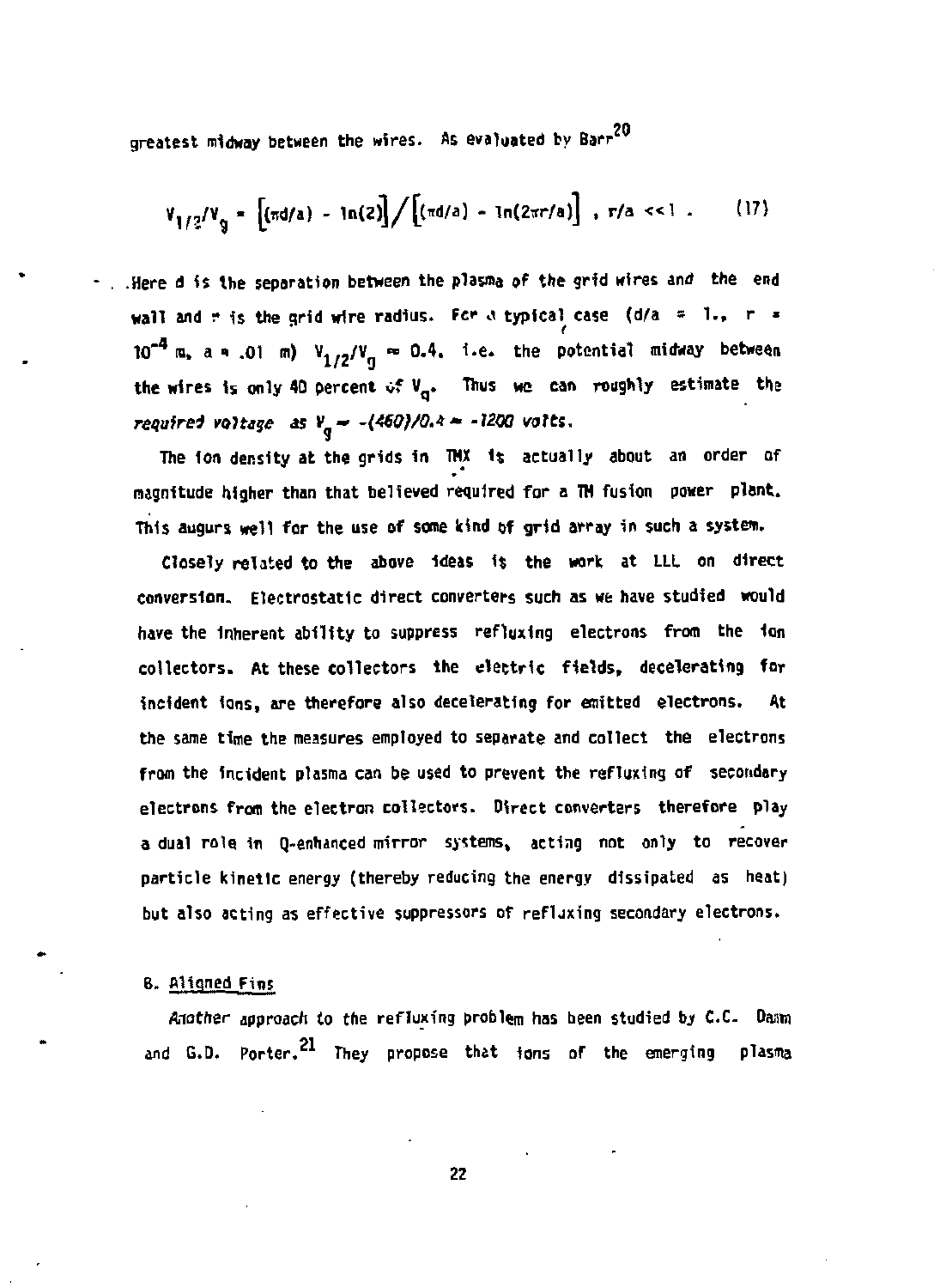greatest midway between the wires. As evaluated by Barr[20]

$$V_{1/2}/V_g = \left[(\pi d/a) - \ln(2)\right] / \left[(\pi d/a) - \ln(2\pi r/a)\right] \; , \; r/a << 1 \; . \qquad (17)$$

Here d is the separation between the plasma of the grid wires and the end wall and r is the grid wire radius. For a typical case ($d/a$ = 1., r = $10^{-4}$ m, a = .01 m) $V_{1/2}/V_g \approx 0.4$, i.e. the potential midway between the wires is only 40 percent of $V_g$. Thus we can roughly estimate the *required voltage* as $V_g \approx -(460)/0.4 \approx -1200$ *volts*.

The ion density at the grids in TMX is actually about an order of magnitude higher than that believed required for a TM fusion power plant. This augurs well for the use of some kind of grid array in such a system.

Closely related to the above ideas is the work at LLL on direct conversion. Electrostatic direct converters such as we have studied would have the inherent ability to suppress refluxing electrons from the ion collectors. At these collectors the electric fields, decelerating for incident ions, are therefore also decelerating for emitted electrons. At the same time the measures employed to separate and collect the electrons from the incident plasma can be used to prevent the refluxing of secondary electrons from the electron collectors. Direct converters therefore play a dual role in Q-enhanced mirror systems, acting not only to recover particle kinetic energy (thereby reducing the energy dissipated as heat) but also acting as effective suppressors of refluxing secondary electrons.

### B. Aligned Fins

Another approach to the refluxing problem has been studied by C.C. Damm and G.D. Porter.[21] They propose that ions of the emerging plasma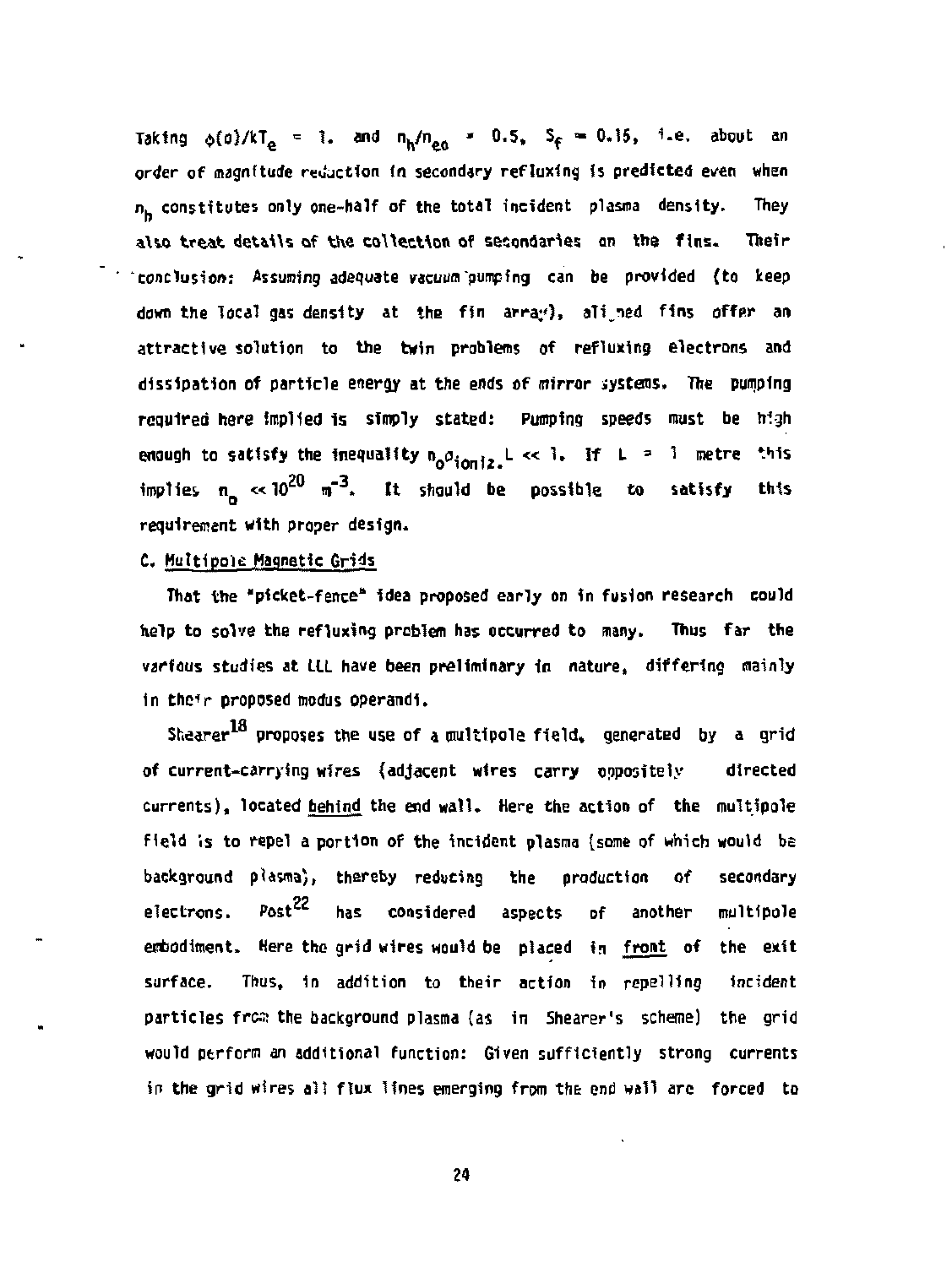Taking $\phi(0)/kT_e = 1.$ and $n_h/n_{eo} = 0.5$, $S_f = 0.15$, i.e. about an order of magnitude reduction in secondary refluxing is predicted even when $n_h$ constitutes only one-half of the total incident plasma density. They also treat details of the collection of secondaries on the fins. Their conclusion: *Assuming adequate vacuum pumping can be provided (to keep down the local gas density at the fin array), aligned fins offer an attractive solution to the twin problems of refluxing electrons and dissipation of particle energy at the ends of mirror systems. The* pumping required here implied is simply stated: Pumping speeds must be high enough to satisfy the inequality $n_o\sigma_{ioniz.}L \ll 1$. If $L = 1$ metre this implies $n_o \ll 10^{20}$ $m^{-3}$. It should be possible to satisfy this requirement with proper design.

C. Multipole Magnetic Grids

That the "picket-fence" idea proposed early on in fusion research could help to solve the refluxing problem has occurred to many. Thus far the various studies at LLL have been preliminary in nature, differing mainly in their proposed modus operandi.

Shearer[18] proposes the use of a multipole field, generated by a grid of current-carrying wires (adjacent wires carry oppositely directed currents), located behind the end wall. Here the action of the multipole field is to repel a portion of the incident plasma (some of which would be background plasma), thereby reducing the production of secondary electrons. Post[22] has considered aspects of another multipole embodiment. Here the grid wires would be placed in front of the exit surface. Thus, in addition to their action in repelling incident particles from the background plasma (as in Shearer's scheme) the grid would perform an additional function: Given sufficiently strong currents in the grid wires all flux lines emerging from the end wall are forced to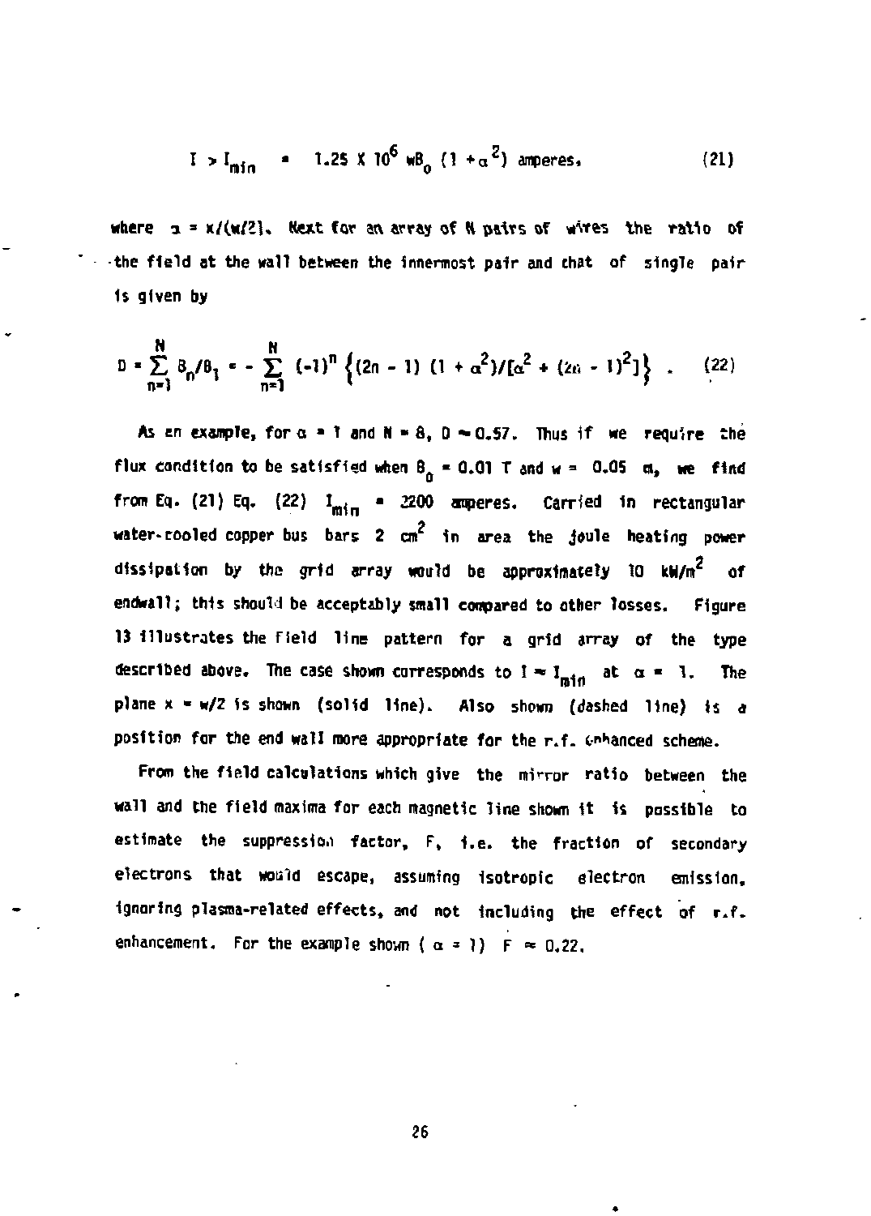$$I > I_{min} = 1.25 \times 10^6 \, wB_0 \, (1 + \alpha^2) \text{ amperes,} \tag{21}$$

where $\alpha = x/(w/2)$. Next for an array of N pairs of wires the ratio of the field at the wall between the innermost pair and that of single pair is given by

$$D = \sum_{n=1}^{N} B_n/B_1 = -\sum_{n=1}^{N} (-1)^n \left\{(2n-1)\,(1+\alpha^2)/[\alpha^2 + (2n-1)^2]\right\} . \tag{22}$$

As an example, for $\alpha = 1$ and $N = 8$, $D \approx 0.57$. Thus if we require the flux condition to be satisfied when $B_0 = 0.01$ T and $w = 0.05$ m, we find from Eq. (21) Eq. (22) $I_{min} = 2200$ amperes. Carried in rectangular water-cooled copper bus bars 2 $cm^2$ in area the joule heating power dissipation by the grid array would be approximately 10 $kW/m^2$ of endwall; this should be acceptably small compared to other losses. Figure 13 illustrates the field line pattern for a grid array of the type described above. The case shown corresponds to $I \approx I_{min}$ at $\alpha = 1$. The plane $x = w/2$ is shown (solid line). Also shown (dashed line) is a position for the end wall more appropriate for the r.f. enhanced scheme.

From the field calculations which give the mirror ratio between the wall and the field maxima for each magnetic line shown it is possible to estimate the suppression factor, F, i.e. the fraction of secondary electrons that would escape, assuming isotropic electron emission, ignoring plasma-related effects, and not including the effect of r.f. enhancement. For the example shown ( $\alpha = 1$) $F \approx 0.22$.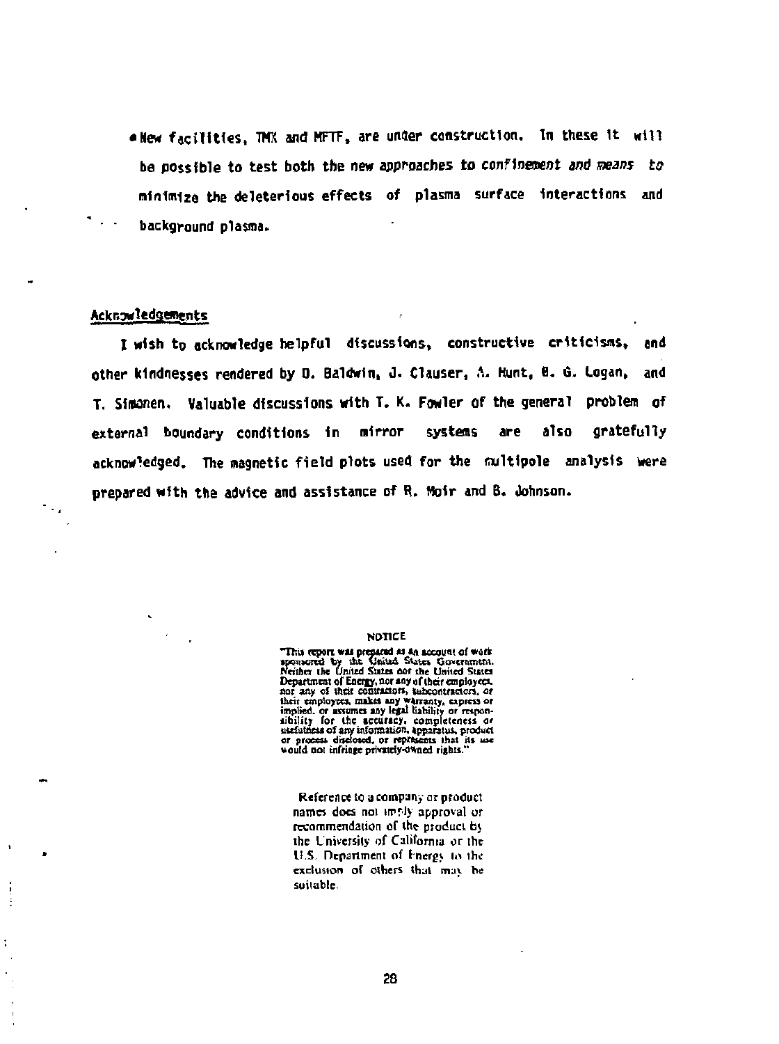- New facilities, TMX and MFTF, are under construction. In these it will be possible to test both the new approaches to confinement and means to minimize the deleterious effects of plasma surface interactions and background plasma.

## Acknowledgements

I wish to acknowledge helpful discussions, constructive criticisms, and other kindnesses rendered by D. Baldwin, J. Clauser, A. Hunt, B. G. Logan, and T. Simonen. Valuable discussions with T. K. Fowler of the general problem of external boundary conditions in mirror systems are also gratefully acknowledged. The magnetic field plots used for the multipole analysis were prepared with the advice and assistance of R. Moir and B. Johnson.

NOTICE

"This report was prepared as an account of work sponsored by the United States Government. Neither the United States nor the United States Department of Energy, nor any of their employees, nor any of their contractors, subcontractors, or their employees, makes any warranty, express or implied, or assumes any legal liability or responsibility for the accuracy, completeness or usefulness of any information, apparatus, product or process disclosed, or represents that its use would not infringe privately-owned rights."

Reference to a company or product names does not imply approval or recommendation of the product by the University of California or the U.S. Department of Energy to the exclusion of others that may be suitable.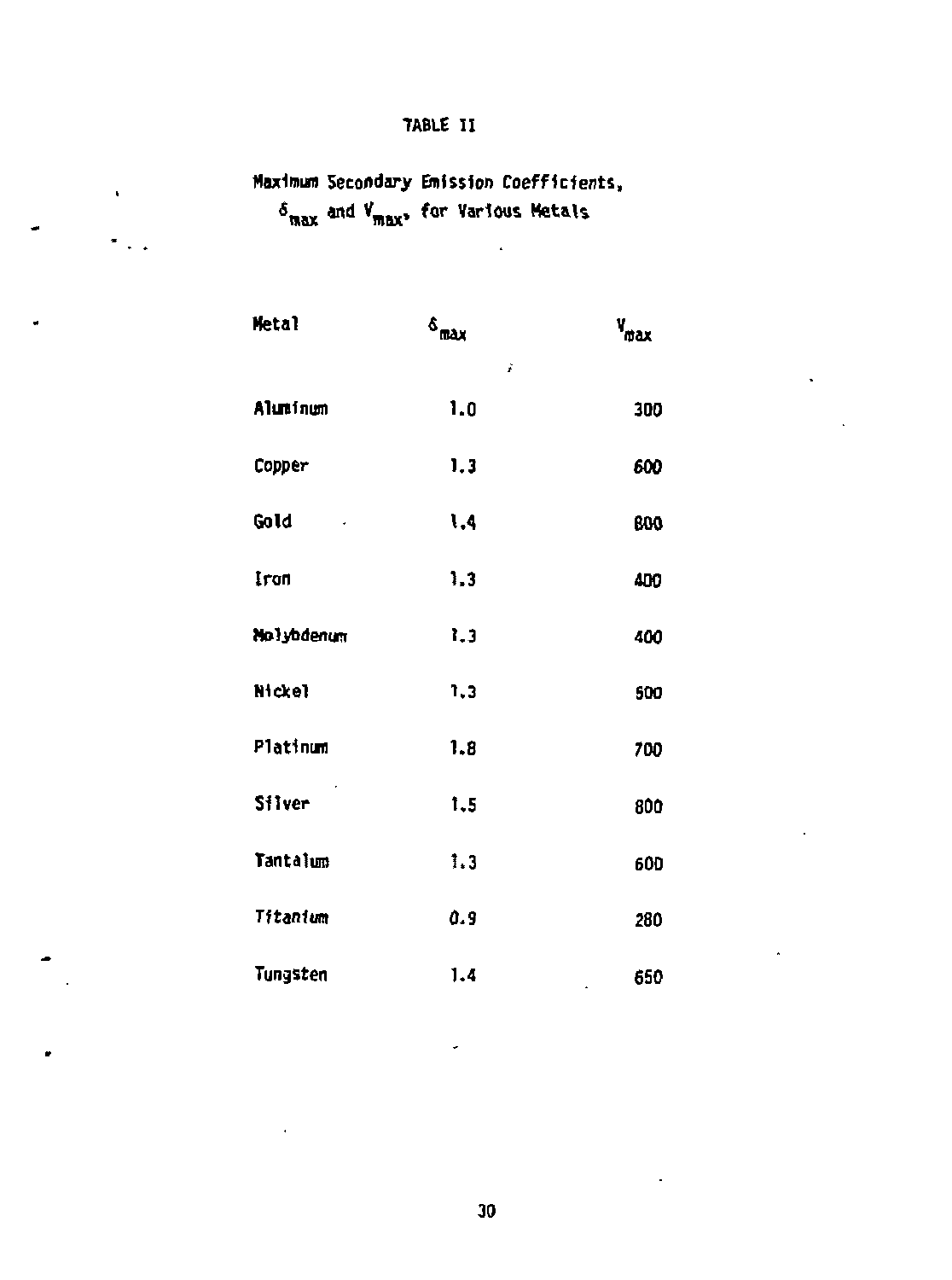TABLE II

Maximum Secondary Emission Coefficients, $\delta_{max}$ and $V_{max}$, for Various Metals

| Metal | $\delta_{max}$ | $V_{max}$ |
|---|---|---|
| Aluminum | 1.0 | 300 |
| Copper | 1.3 | 600 |
| Gold | 1.4 | 800 |
| Iron | 1.3 | 400 |
| Molybdenum | 1.3 | 400 |
| Nickel | 1.3 | 500 |
| Platinum | 1.8 | 700 |
| Silver | 1.5 | 800 |
| Tantalum | 1.3 | 600 |
| Titanium | 0.9 | 280 |
| Tungsten | 1.4 | 650 |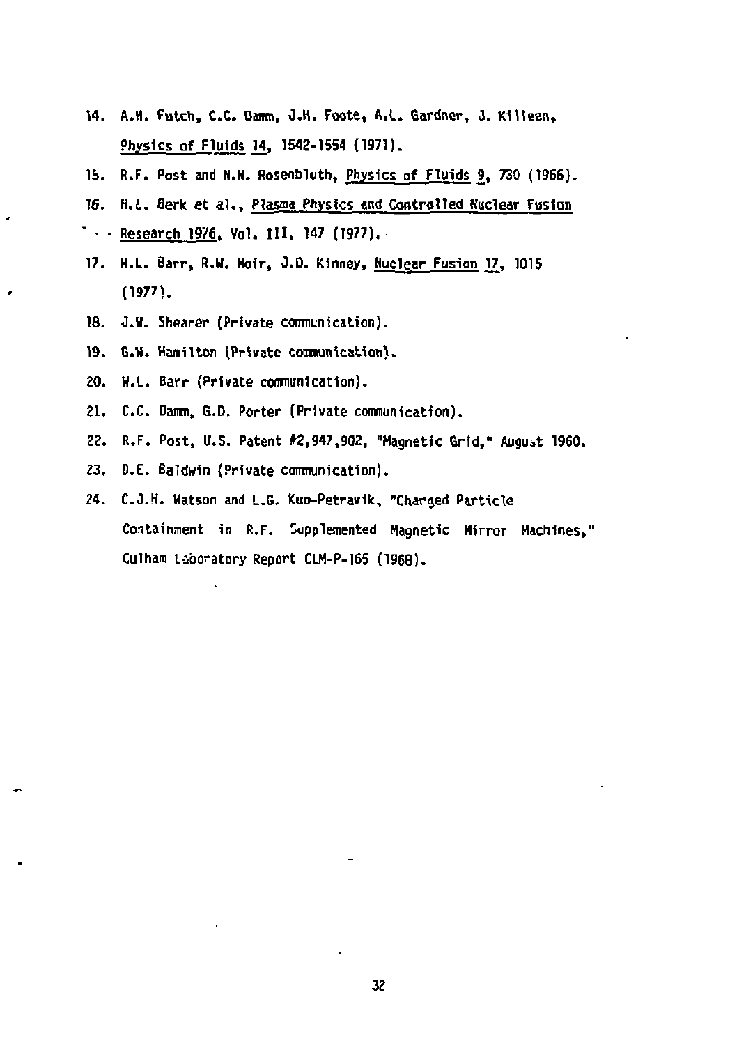14. A.H. Futch, C.C. Damm, J.H. Foote, A.L. Gardner, J. Killeen, Physics of Fluids 14, 1542-1554 (1971).
15. R.F. Post and M.N. Rosenbluth, Physics of Fluids 9, 730 (1966).
16. H.L. Berk et al., Plasma Physics and Controlled Nuclear Fusion Research 1976, Vol. III, 147 (1977).
17. W.L. Barr, R.W. Moir, J.D. Kinney, Nuclear Fusion 17, 1015 (1977).
18. J.W. Shearer (Private communication).
19. G.W. Hamilton (Private communication).
20. W.L. Barr (Private communication).
21. C.C. Damm, G.D. Porter (Private communication).
22. R.F. Post, U.S. Patent #2,947,902, "Magnetic Grid," August 1960.
23. D.E. Baldwin (Private communication).
24. C.J.H. Watson and L.G. Kuo-Petravik, "Charged Particle Containment in R.F. Supplemented Magnetic Mirror Machines," Culham Laboratory Report CLM-P-165 (1968).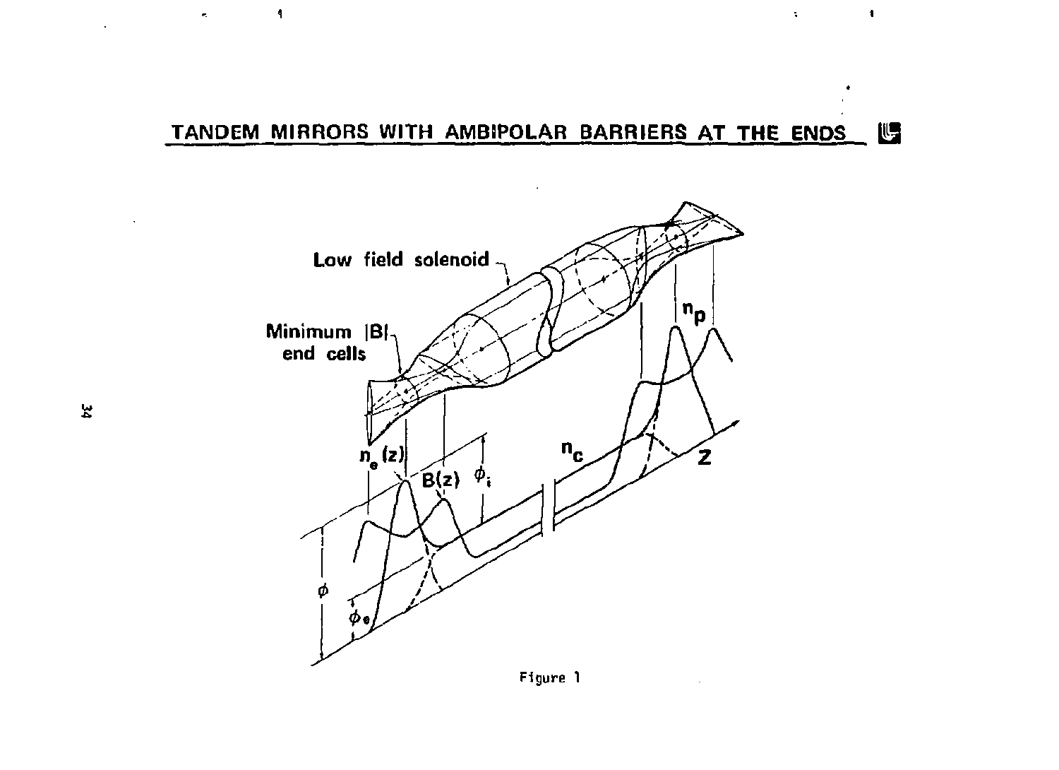## TANDEM MIRRORS WITH AMBIPOLAR BARRIERS AT THE ENDS

Low field solenoid

Minimum |B| end cells

$n_e(z)$

$B(z)$

$\phi_i$

$n_c$

$n_p$

$Z$

$\phi$

$\phi_e$

Figure 1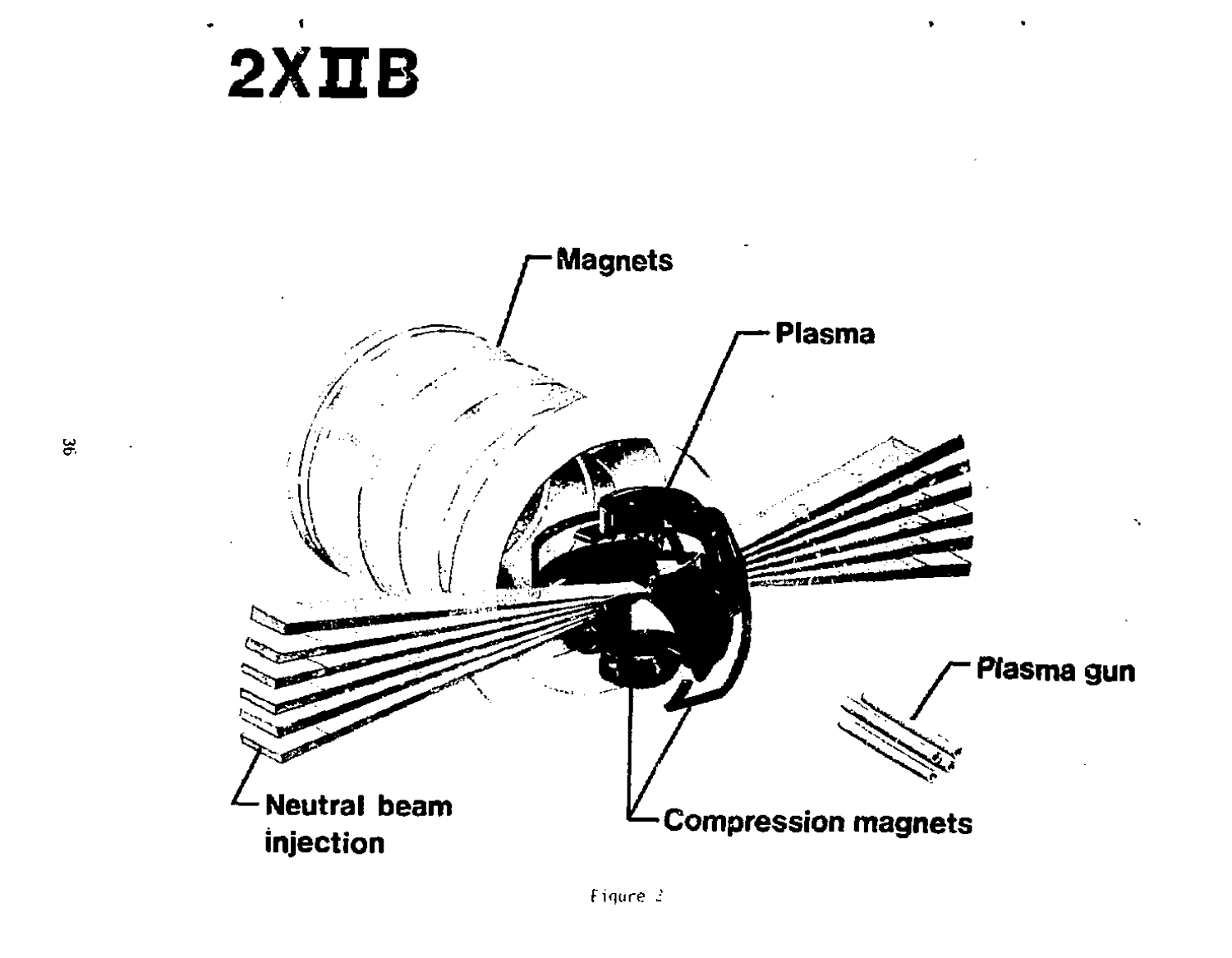# 2XIIB

Magnets

Plasma

Plasma gun

Neutral beam injection

Compression magnets

Figure 2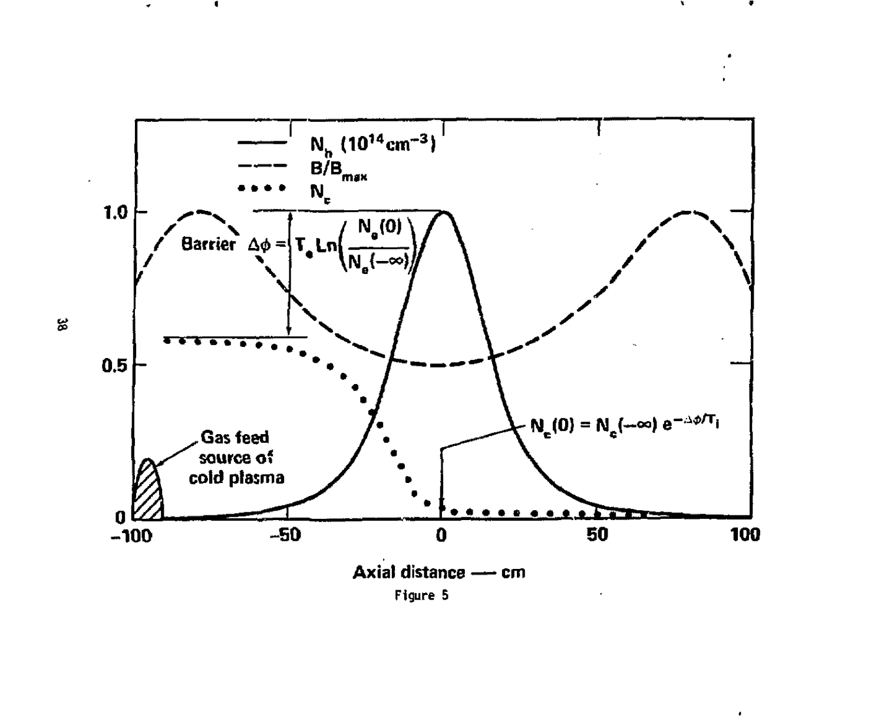Figure 5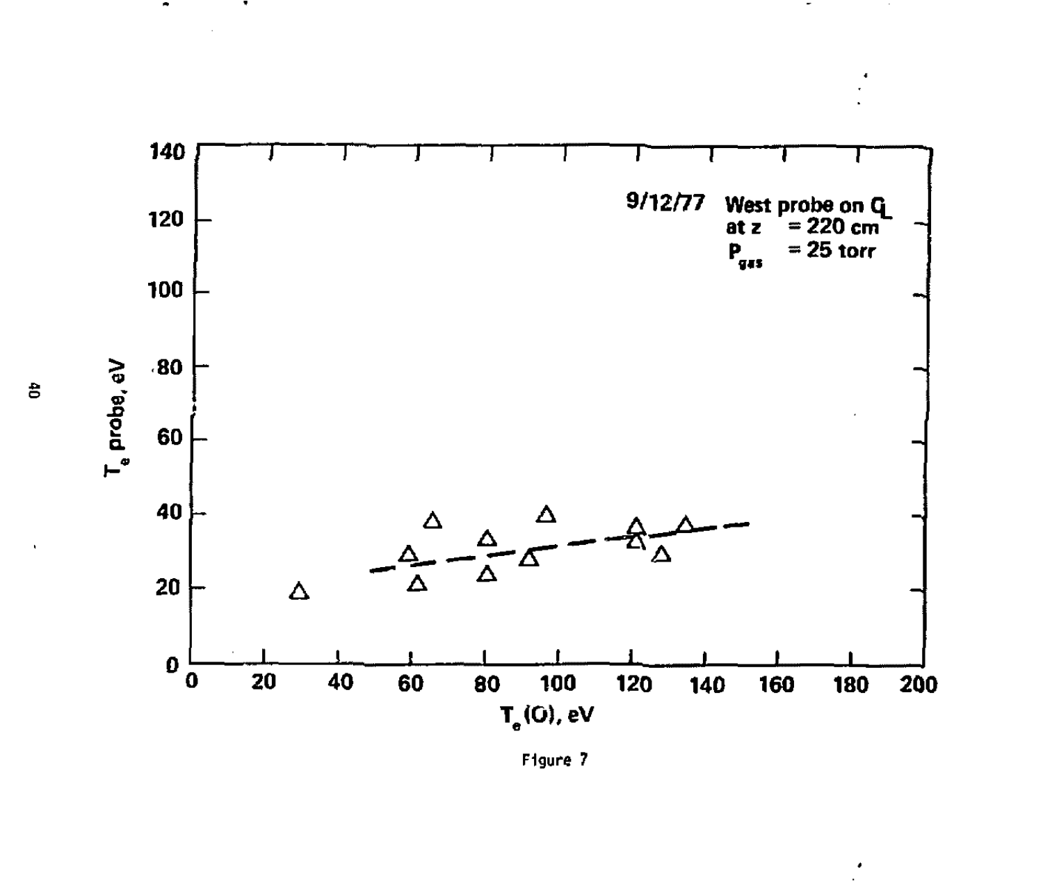9/12/77 West probe on $C_L$ at z = 220 cm $P_{gas}$ = 25 torr

$T_e$ probe, eV

$T_e(O)$, eV

Figure 7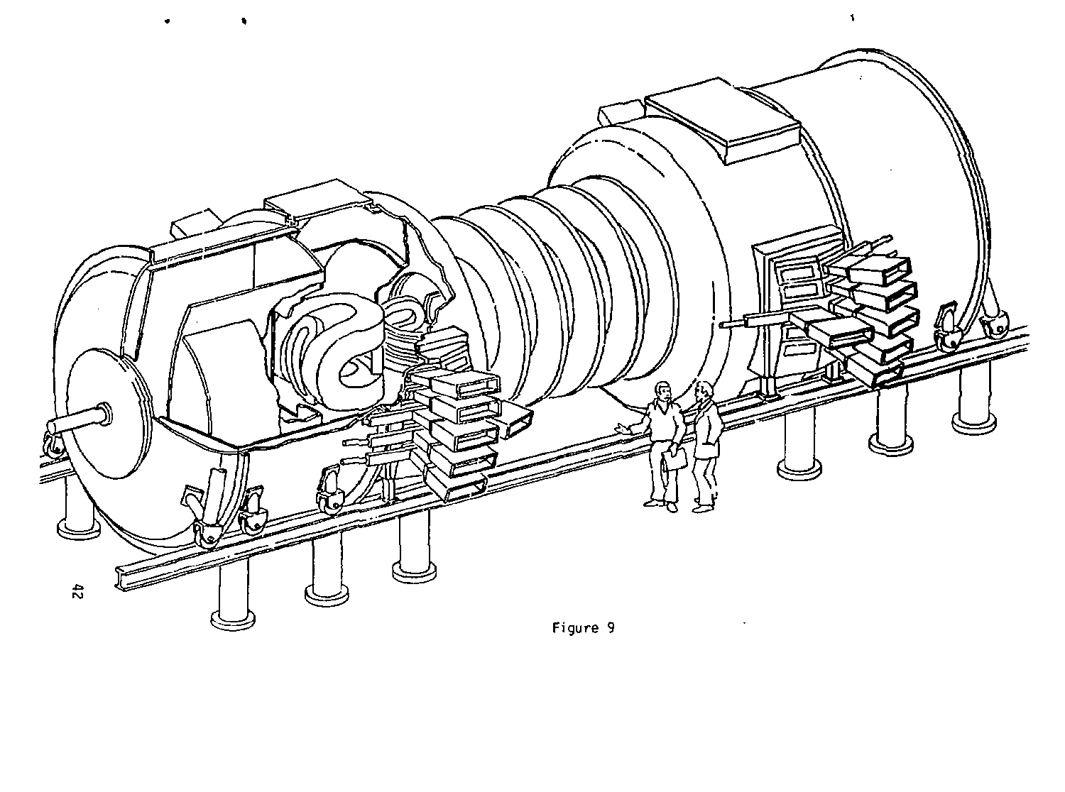Figure 9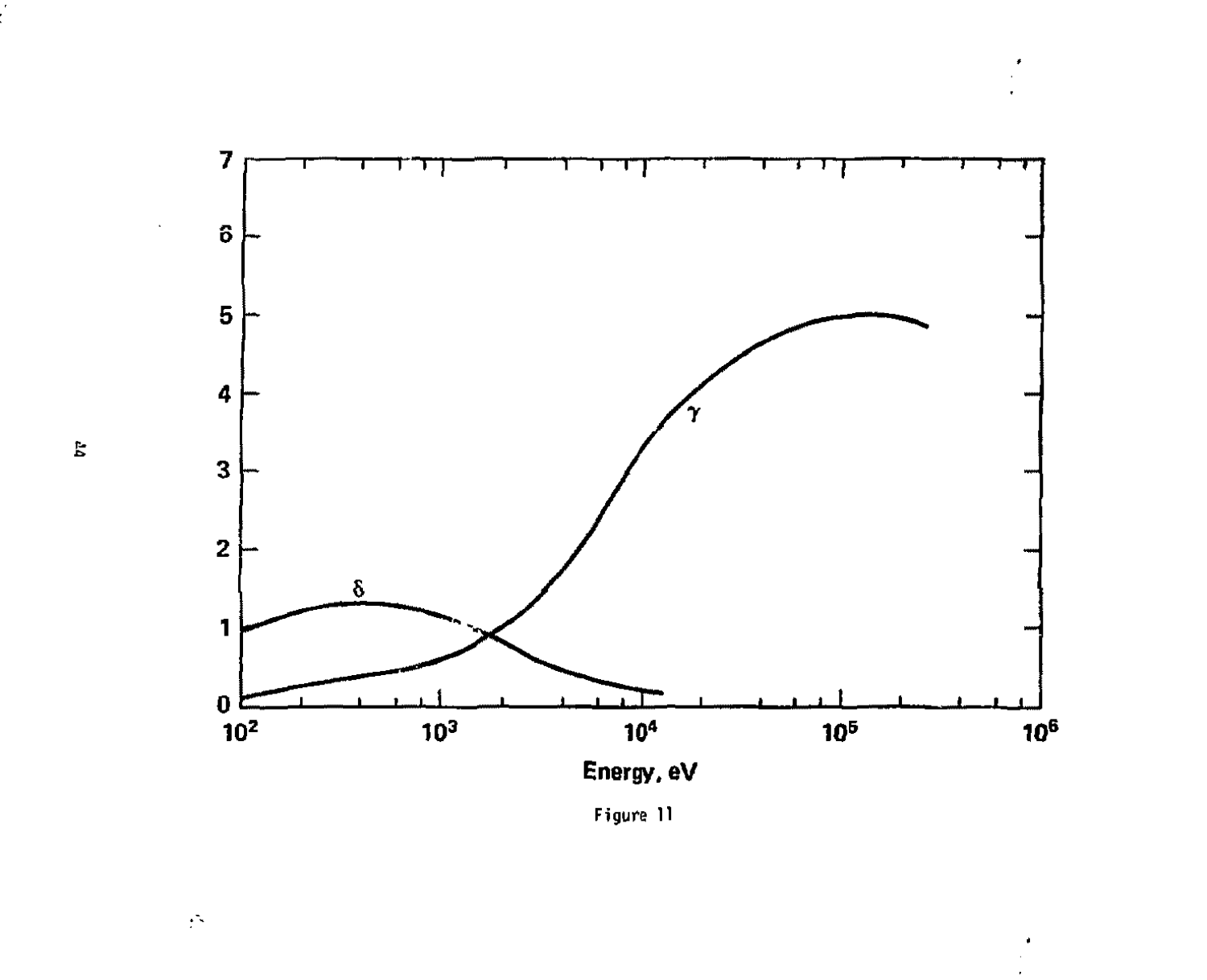Figure 11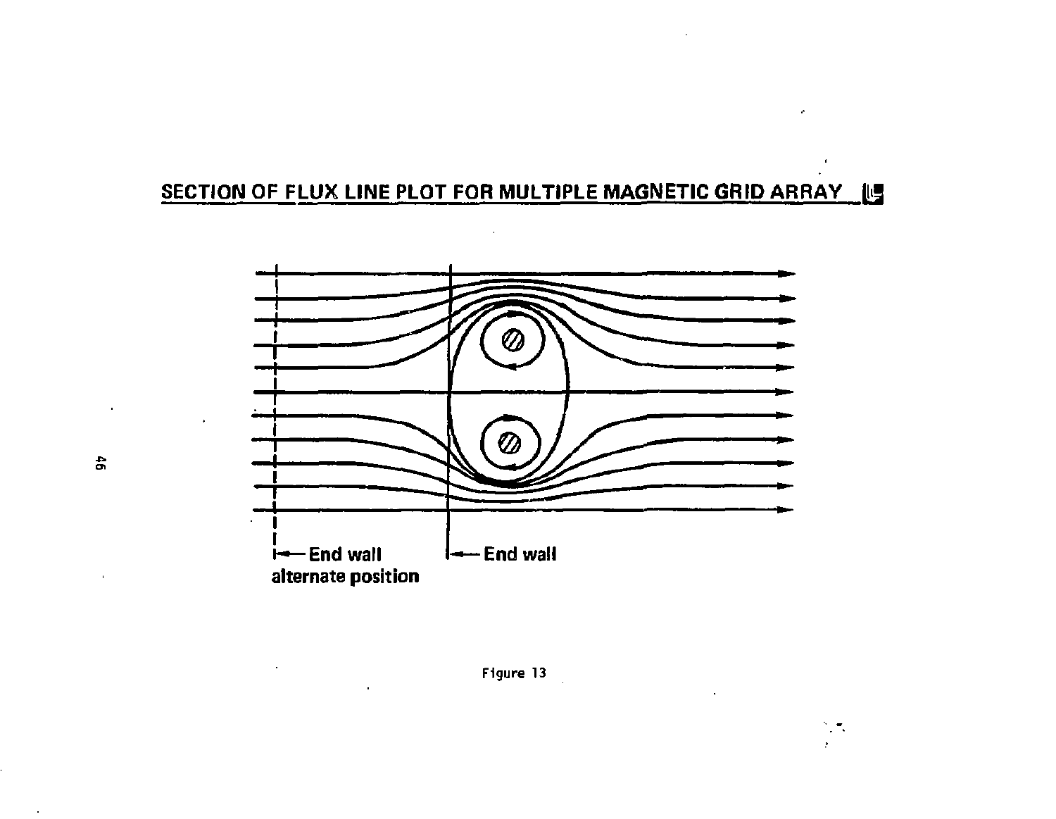## SECTION OF FLUX LINE PLOT FOR MULTIPLE MAGNETIC GRID ARRAY

End wall alternate position

End wall

Figure 13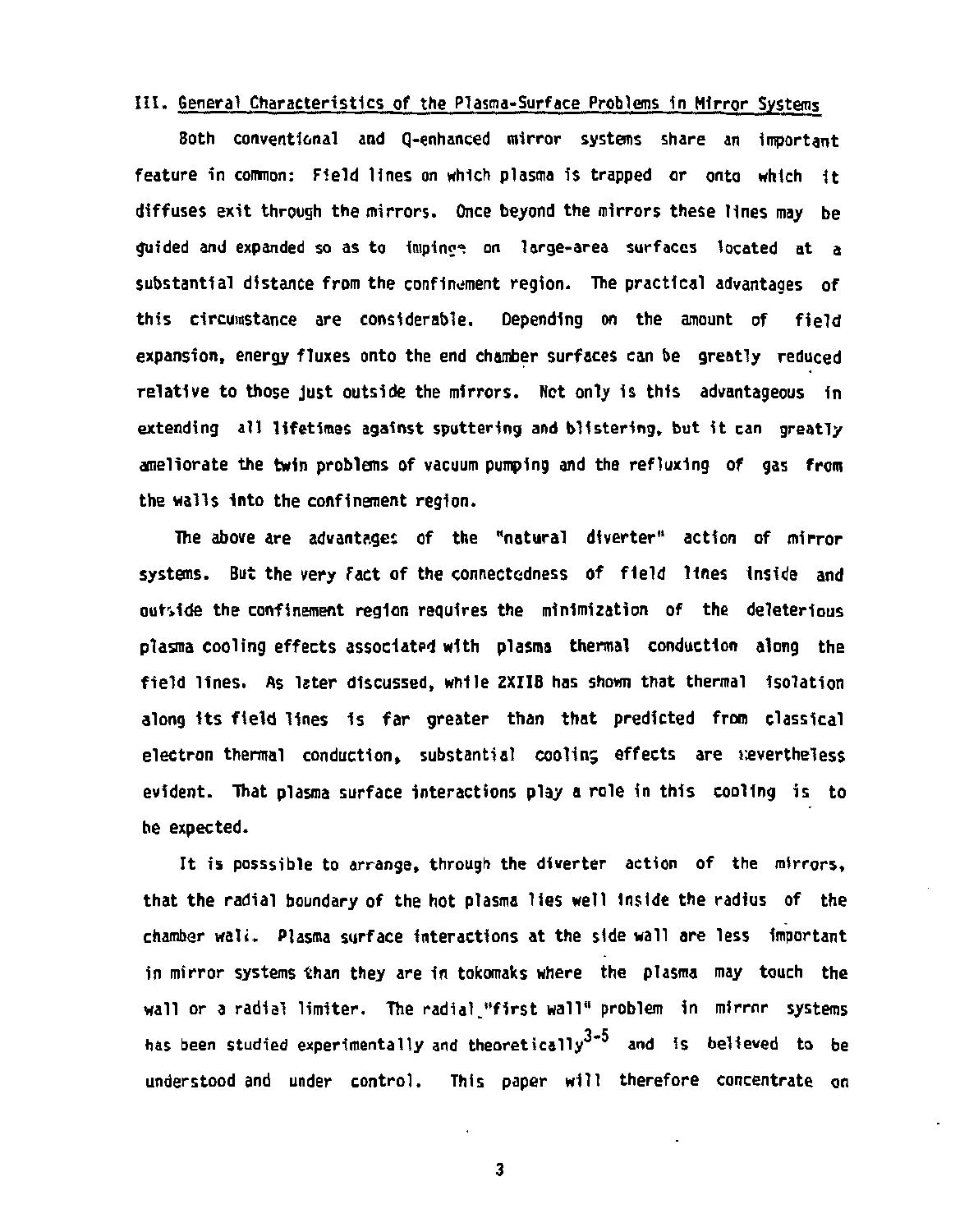## III. General Characteristics of the Plasma-Surface Problems in Mirror Systems

Both conventional and Q-enhanced mirror systems share an important feature in common: Field lines on which plasma is trapped or onto which it diffuses exit through the mirrors. Once beyond the mirrors these lines may be guided and expanded so as to impinge on large-area surfaces located at a substantial distance from the confinement region. The practical advantages of this circumstance are considerable. Depending on the amount of field expansion, energy fluxes onto the end chamber surfaces can be greatly reduced relative to those just outside the mirrors. Not only is this advantageous in extending all lifetimes against sputtering and blistering, but it can greatly ameliorate the twin problems of vacuum pumping and the refluxing of gas from the walls into the confinement region.

The above are advantages of the "natural diverter" action of mirror systems. But the very fact of the connectedness of field lines inside and outside the confinement region requires the minimization of the deleterious plasma cooling effects associated with plasma thermal conduction along the field lines. As later discussed, while 2XIIB has shown that thermal isolation along its field lines is far greater than that predicted from classical electron thermal conduction, substantial cooling effects are nevertheless evident. That plasma surface interactions play a role in this cooling is to be expected.

It is posssible to arrange, through the diverter action of the mirrors, that the radial boundary of the hot plasma lies well inside the radius of the chamber wall. Plasma surface interactions at the side wall are less important in mirror systems than they are in tokomaks where the plasma may touch the wall or a radial limiter. The radial "first wall" problem in mirror systems has been studied experimentally and theoretically[3-5] and is believed to be understood and under control. This paper will therefore concentrate on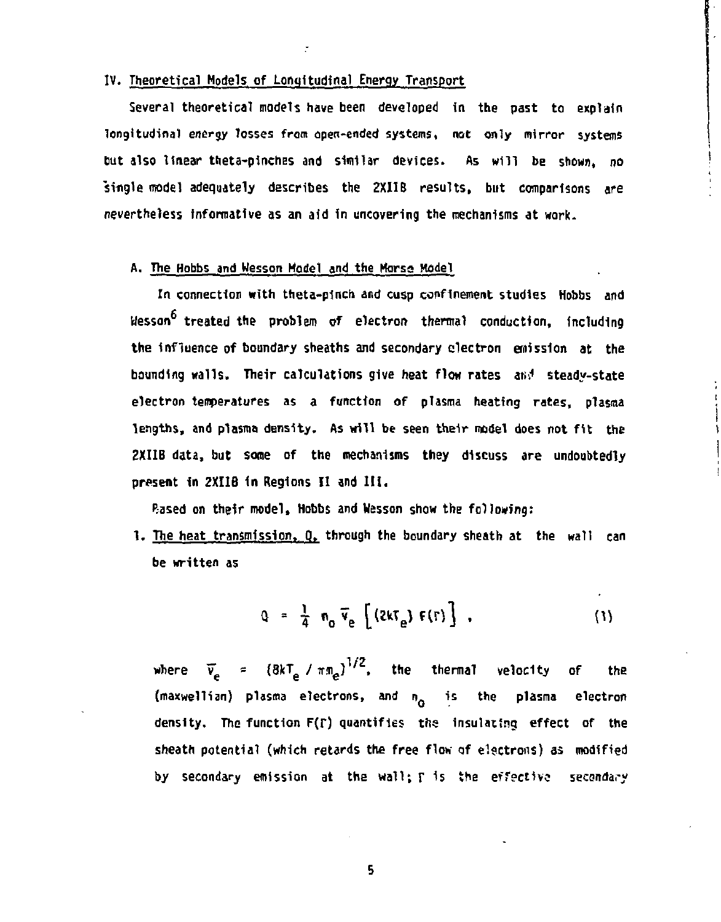## IV. Theoretical Models of Longitudinal Energy Transport

Several theoretical models have been developed in the past to explain longitudinal energy losses from open-ended systems, not only mirror systems but also linear theta-pinches and similar devices. As will be shown, no single model adequately describes the 2XIIB results, but comparisons are nevertheless informative as an aid in uncovering the mechanisms at work.

### A. The Hobbs and Wesson Model and the Morse Model

In connection with theta-pinch and cusp confinement studies Hobbs and Wesson[6] treated the problem of electron thermal conduction, including the influence of boundary sheaths and secondary electron emission at the bounding walls. Their calculations give heat flow rates and steady-state electron temperatures as a function of plasma heating rates, plasma lengths, and plasma density. As will be seen their model does not fit the 2XIIB data, but some of the mechanisms they discuss are undoubtedly present in 2XIIB in Regions II and III.

Based on their model, Hobbs and Wesson show the following:

1. The heat transmission, Q, through the boundary sheath at the wall can be written as

$$Q = \frac{1}{4} n_0 \bar{v}_e \left[ (2kT_e) F(\Gamma) \right] , \qquad (1)$$

where $\bar{v}_e = (8kT_e / \pi m_e)^{1/2}$, the thermal velocity of the (maxwellian) plasma electrons, and $n_0$ is the plasma electron density. The function $F(\Gamma)$ quantifies the insulating effect of the sheath potential (which retards the free flow of electrons) as modified by secondary emission at the wall; $\Gamma$ is the effective secondary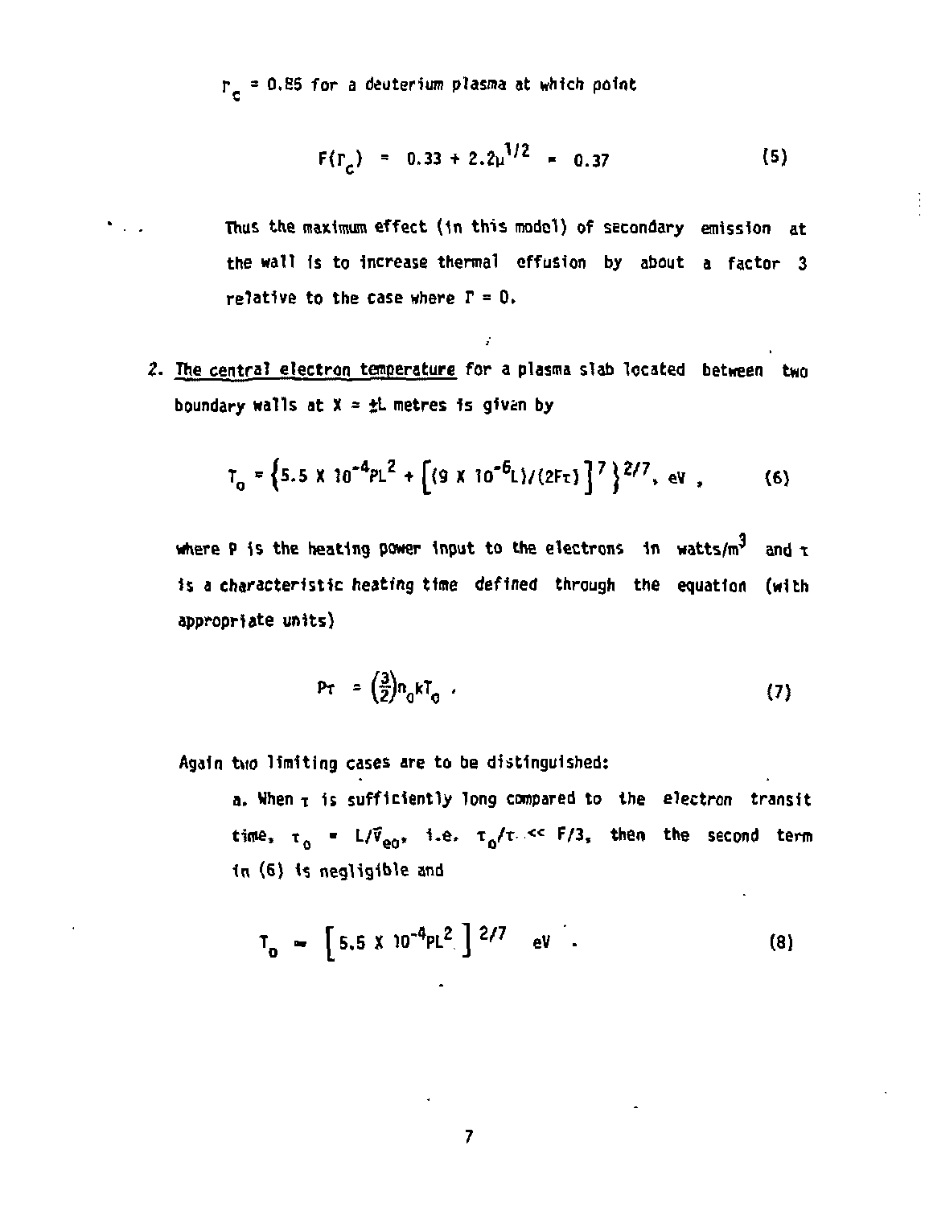$\Gamma_c = 0.85$ for a deuterium plasma at which point

$$F(\Gamma_c) = 0.33 + 2.2\mu^{1/2} = 0.37 \qquad (5)$$

Thus the maximum effect (in this model) of secondary emission at the wall is to increase thermal effusion by about a factor 3 relative to the case where $\Gamma = 0$.

2. The central electron temperature for a plasma slab located between two boundary walls at $X = \pm L$ metres is given by

$$T_0 = \left\{5.5 \times 10^{-4} PL^2 + \left[(9 \times 10^{-6} L)/(2F\tau)\right]^7\right\}^{2/7}, \text{ eV }, \qquad (6)$$

where P is the heating power input to the electrons in watts/$m^3$ and $\tau$ is a *characteristic heating time* defined through the equation (with appropriate units)

$$P\tau = \left(\frac{3}{2}\right) n_0 k T_0 \, . \qquad (7)$$

Again two limiting cases are to be distinguished:

a. When $\tau$ is sufficiently long compared to the electron transit time, $\tau_0 = L/\bar{v}_{e0}$, i.e. $\tau_0/\tau \ll F/3$, then the second term in (6) is negligible and

$$T_0 \approx \left[5.5 \times 10^{-4} PL^2\right]^{2/7} \text{ eV } . \qquad (8)$$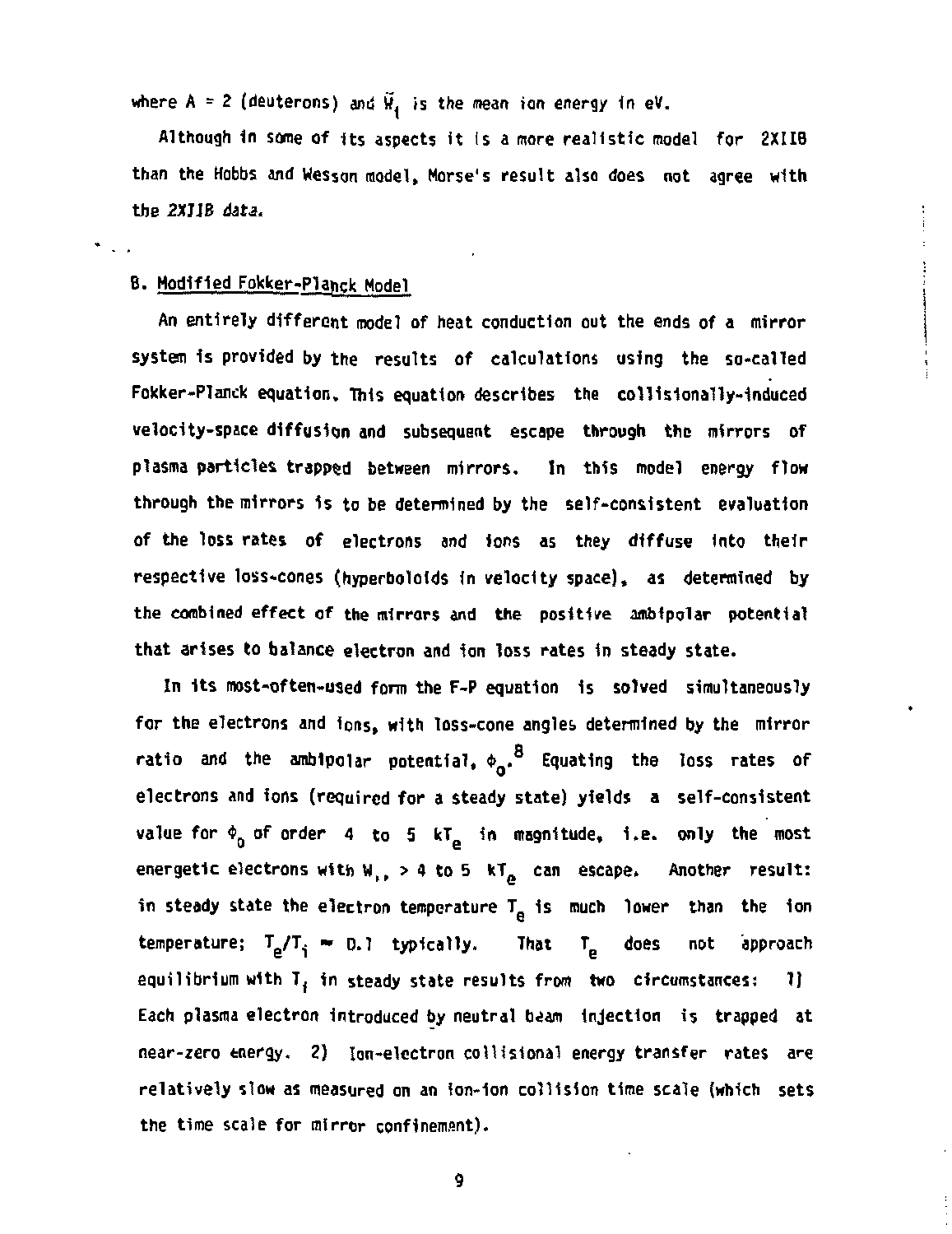where A = 2 (deuterons) and $\bar{W}_i$ is the mean ion energy in eV.

Although in some of its aspects it is a more realistic model for 2XIIB than the Hobbs and Wesson model, Morse's result also does not agree with the *2XIIB data.*

B. Modified Fokker-Planck Model

An entirely different model of heat conduction out the ends of a mirror system is provided by the results of calculations using the so-called Fokker-Planck equation. This equation describes the collisionally-induced velocity-space diffusion and subsequent escape through the mirrors of plasma particles trapped between mirrors. In this model energy flow through the mirrors is to be determined by the self-consistent evaluation of the loss rates of electrons and ions as they diffuse into their respective loss-cones (hyperboloids in velocity space), as determined by the combined effect of the mirrors and the positive ambipolar potential that arises to balance electron and ion loss rates in steady state.

In its most-often-used form the F-P equation is solved simultaneously for the electrons and ions, with loss-cone angles determined by the mirror ratio and the ambipolar potential, $\phi_0$.[8] Equating the loss rates of electrons and ions (required for a steady state) yields a self-consistent value for $\phi_0$ of order 4 to 5 $kT_e$ in magnitude, i.e. only the most energetic electrons with $W_{\parallel} >$ 4 to 5 $kT_e$ can escape. Another result: in steady state the electron temperature $T_e$ is much lower than the ion temperature; $T_e/T_i \approx 0.1$ typically. That $T_e$ does not approach equilibrium with $T_i$ in steady state results from two circumstances: 1) Each plasma electron introduced by neutral beam injection is trapped at near-zero energy. 2) Ion-electron collisional energy transfer rates are relatively slow as measured on an ion-ion collision time scale (which sets the time scale for mirror confinement).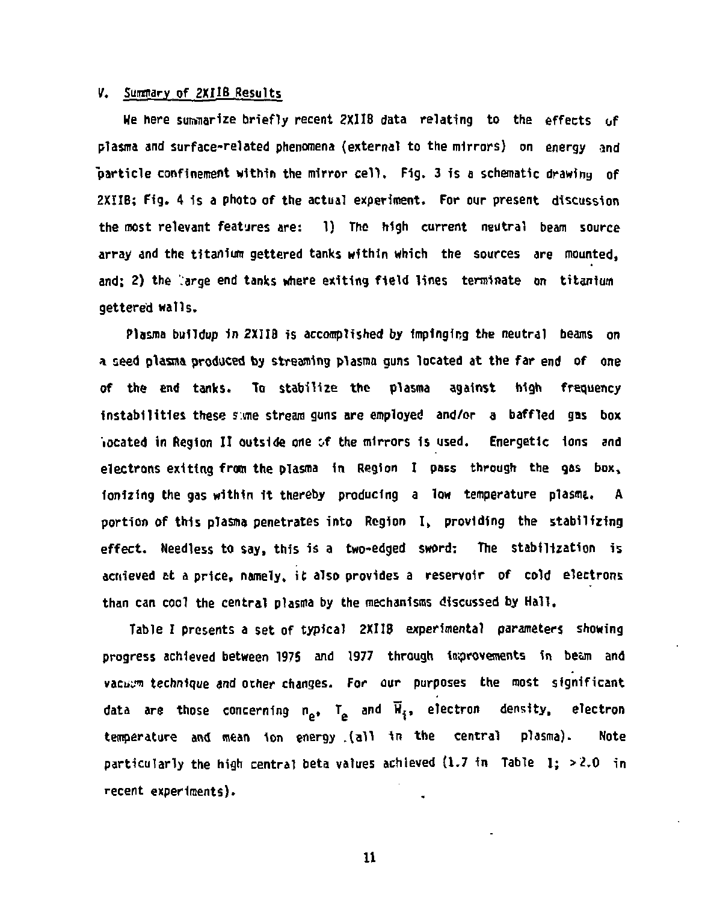## V. Summary of 2XIIB Results

We here summarize briefly recent 2XIIB data relating to the effects of plasma and surface-related phenomena (external to the mirrors) on energy and particle confinement within the mirror cell. Fig. 3 is a schematic drawing of 2XIIB; Fig. 4 is a photo of the actual experiment. For our present discussion the most relevant features are: 1) The high current neutral beam source array and the titanium gettered tanks within which the sources are mounted, and; 2) the large end tanks where exiting field lines terminate on titanium gettered walls.

Plasma buildup in 2XIIB is accomplished by impinging the neutral beams on a seed plasma produced by streaming plasma guns located at the far end of one of the end tanks. To stabilize the plasma against high frequency instabilities these same stream guns are employed and/or a baffled gas box located in Region II outside one of the mirrors is used. Energetic ions and electrons exiting from the plasma in Region I pass through the gas box, ionizing the gas within it thereby producing a low temperature plasma. A portion of this plasma penetrates into Region I, providing the stabilizing effect. Needless to say, this is a two-edged sword: The stabilization is achieved at a price, namely, it also provides a reservoir of cold electrons than can cool the central plasma by the mechanisms discussed by Hall.

Table I presents a set of typical 2XIIB experimental parameters showing progress achieved between 1975 and 1977 through improvements in beam and vacuum technique and other changes. For our purposes the most significant data are those concerning $n_e$, $T_e$ and $\overline{W}_i$, electron density, electron temperature and mean ion energy (all in the central plasma). Note particularly the high central beta values achieved (1.7 in Table I; >2.0 in recent experiments).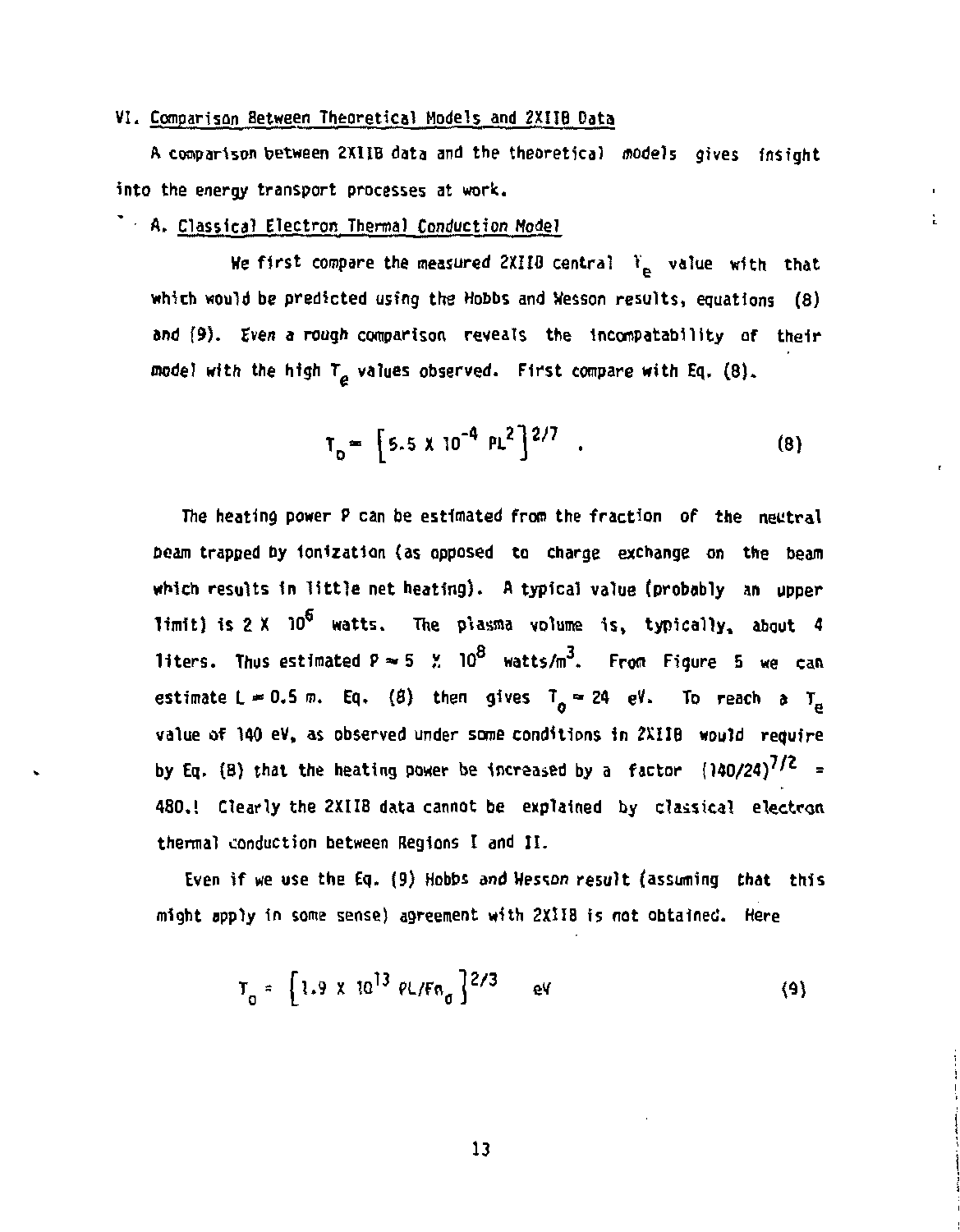## VI. Comparison Between Theoretical Models and 2XIIB Data

A comparison between 2XIIB data and the theoretical models gives insight into the energy transport processes at work.

### A. Classical Electron Thermal Conduction Model

We first compare the measured 2XIIB central $T_e$ value with that which would be predicted using the Hobbs and Wesson results, equations (8) and (9). Even a rough comparison reveals the incompatability of their model with the high $T_e$ values observed. First compare with Eq. (8).

$$T_0 = \left[5.5 \times 10^{-4}\ PL^2\right]^{2/7} \quad . \tag{8}$$

The heating power P can be estimated from the fraction of the neutral beam trapped by ionization (as opposed to charge exchange on the beam which results in little net heating). A typical value (probably an upper limit) is $2 \times 10^6$ watts. The plasma volume is, typically, about 4 liters. Thus estimated $P \approx 5 \times 10^8$ watts/m$^3$. From Figure 5 we can estimate $L \approx 0.5$ m. Eq. (8) then gives $T_0 \approx 24$ eV. To reach a $T_e$ value of 140 eV, as observed under some conditions in 2XIIB would require by Eq. (8) that the heating power be increased by a factor $(140/24)^{7/2} = 480.$! Clearly the 2XIIB data cannot be explained by classical electron thermal conduction between Regions I and II.

Even if we use the Eq. (9) Hobbs and Wesson result (assuming that this might apply in some sense) agreement with 2XIIB is not obtained. Here

$$T_0 = \left\{1.9 \times 10^{13}\ PL/Fn_0\right\}^{2/3} \quad \text{eV} \tag{9}$$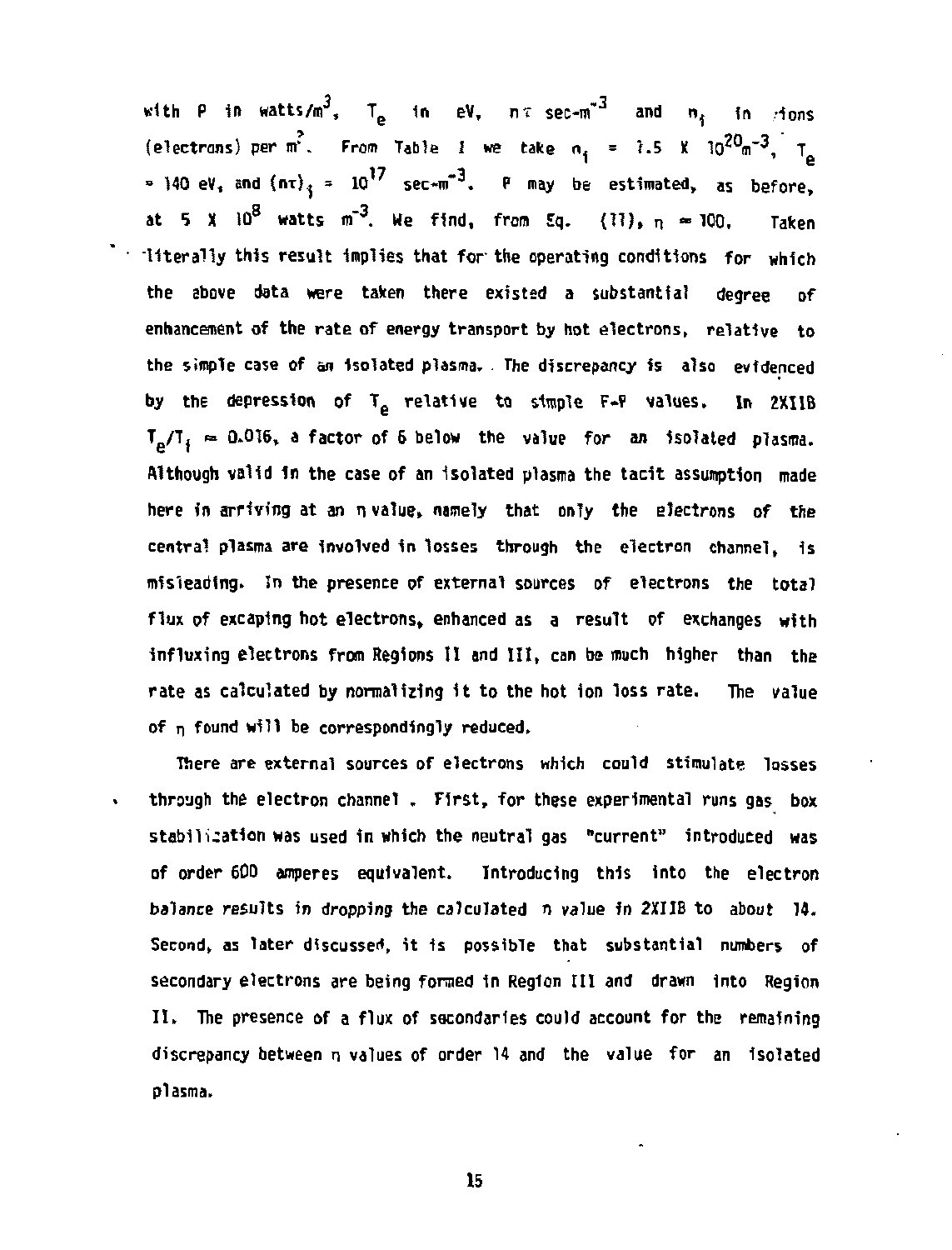with $P$ in watts/m$^3$, $T_e$ in eV, $n\tau$ sec-m$^{-3}$ and $n_i$ in ions (electrons) per m$^3$. From Table I we take $n_i = 1.5 \times 10^{20}$m$^{-3}$, $T_e$ = 140 eV, and $(n\tau)_i = 10^{17}$ sec-m$^{-3}$. $P$ may be estimated, as before, at $5 \times 10^8$ watts m$^{-3}$. We find, from Eq. (11), $\eta \approx 100$. Taken literally this result implies that for the operating conditions for which the above data were taken there existed a substantial degree of enhancement of the rate of energy transport by hot electrons, relative to the simple case of an isolated plasma. The discrepancy is also evidenced by the depression of $T_e$ relative to simple F-P values. In 2XIIB $T_e/T_i \approx 0.016$, a factor of 6 below the value for an isolated plasma. Although valid in the case of an isolated plasma the tacit assumption made here in arriving at an $\eta$ value, namely that only the electrons of the central plasma are involved in losses through the electron channel, is misleading. In the presence of external sources of electrons the total flux of excaping hot electrons, enhanced as a result of exchanges with influxing electrons from Regions II and III, can be much higher than the rate as calculated by normalizing it to the hot ion loss rate. The value of $\eta$ found will be correspondingly reduced.

There are external sources of electrons which could stimulate losses through the electron channel. First, for these experimental runs gas box stabilization was used in which the neutral gas "current" introduced was of order 600 amperes equivalent. Introducing this into the electron balance results in dropping the calculated $\eta$ value in 2XIIB to about 14. Second, as later discussed, it is possible that substantial numbers of secondary electrons are being formed in Region III and drawn into Region II. The presence of a flux of secondaries could account for the remaining discrepancy between $\eta$ values of order 14 and the value for an isolated plasma.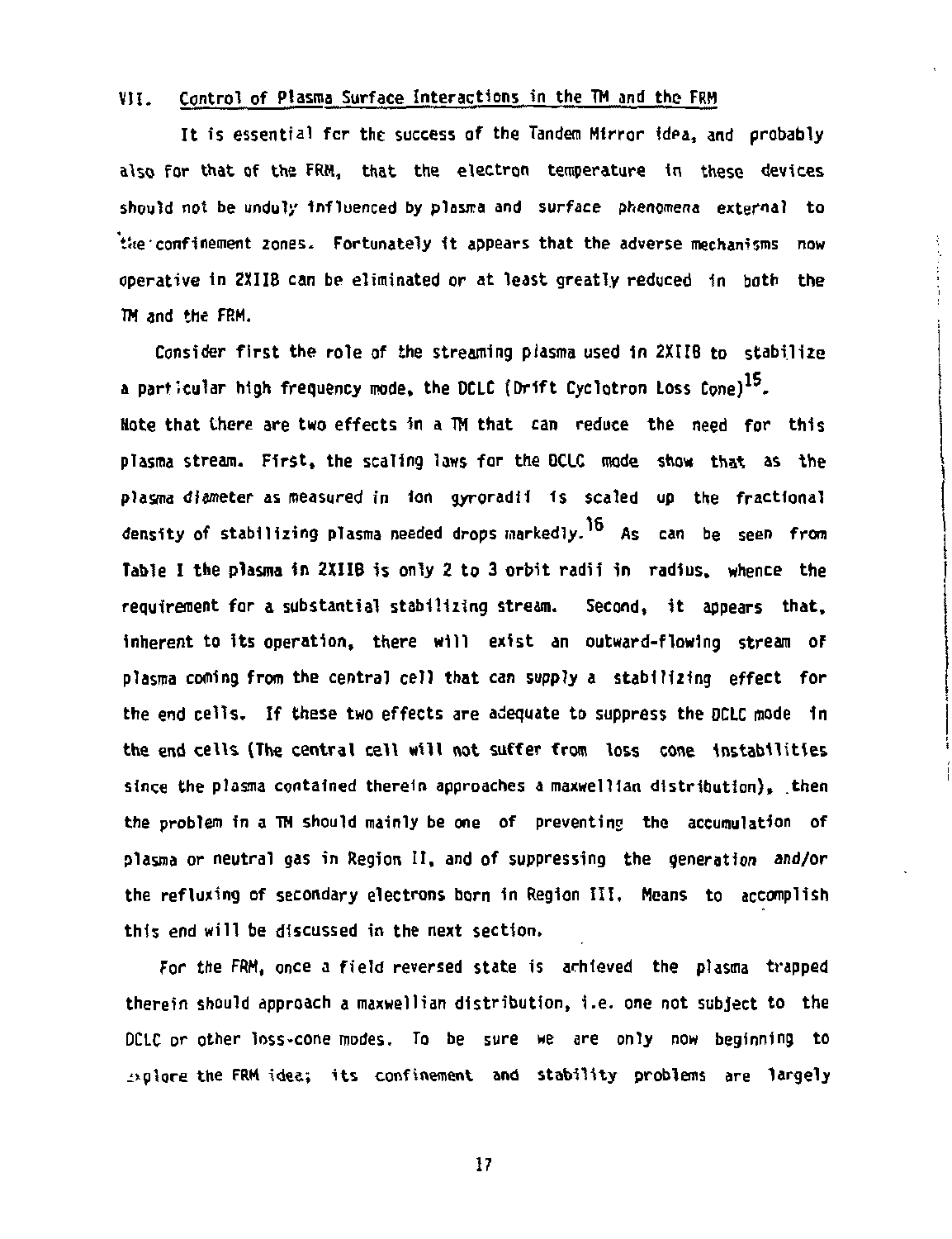## VII. Control of Plasma Surface Interactions in the TM and the FRM

It is essential for the success of the Tandem Mirror idea, and probably also for that of the FRM, that the electron temperature in these devices should not be unduly influenced by plasma and surface phenomena external to the confinement zones. Fortunately it appears that the adverse mechanisms now operative in 2XIIB can be eliminated or at least greatly reduced in both the TM and the FRM.

Consider first the role of the streaming plasma used in 2XIIB to stabilize a particular high frequency mode, the DCLC (Drift Cyclotron Loss Cone)[15]. Note that there are two effects in a TM that can reduce the need for this plasma stream. First, the scaling laws for the DCLC mode show that as the plasma diameter as measured in ion gyroradii is scaled up the fractional density of stabilizing plasma needed drops markedly.[16] As can be seen from Table I the plasma in 2XIIB is only 2 to 3 orbit radii in radius, whence the requirement for a substantial stabilizing stream. Second, it appears that, inherent to its operation, there will exist an outward-flowing stream of plasma coming from the central cell that can supply a stabilizing effect for the end cells. If these two effects are adequate to suppress the DCLC mode in the end cells (The central cell will not suffer from loss cone instabilities since the plasma contained therein approaches a maxwellian distribution), then the problem in a TM should mainly be one of preventing the accumulation of plasma or neutral gas in Region II, and of suppressing the generation and/or the refluxing of secondary electrons born in Region III. Means to accomplish this end will be discussed in the next section.

For the FRM, once a field reversed state is achieved the plasma trapped therein should approach a maxwellian distribution, i.e. one not subject to the DCLC or other loss-cone modes. To be sure we are only now beginning to explore the FRM idea; its confinement and stability problems are largely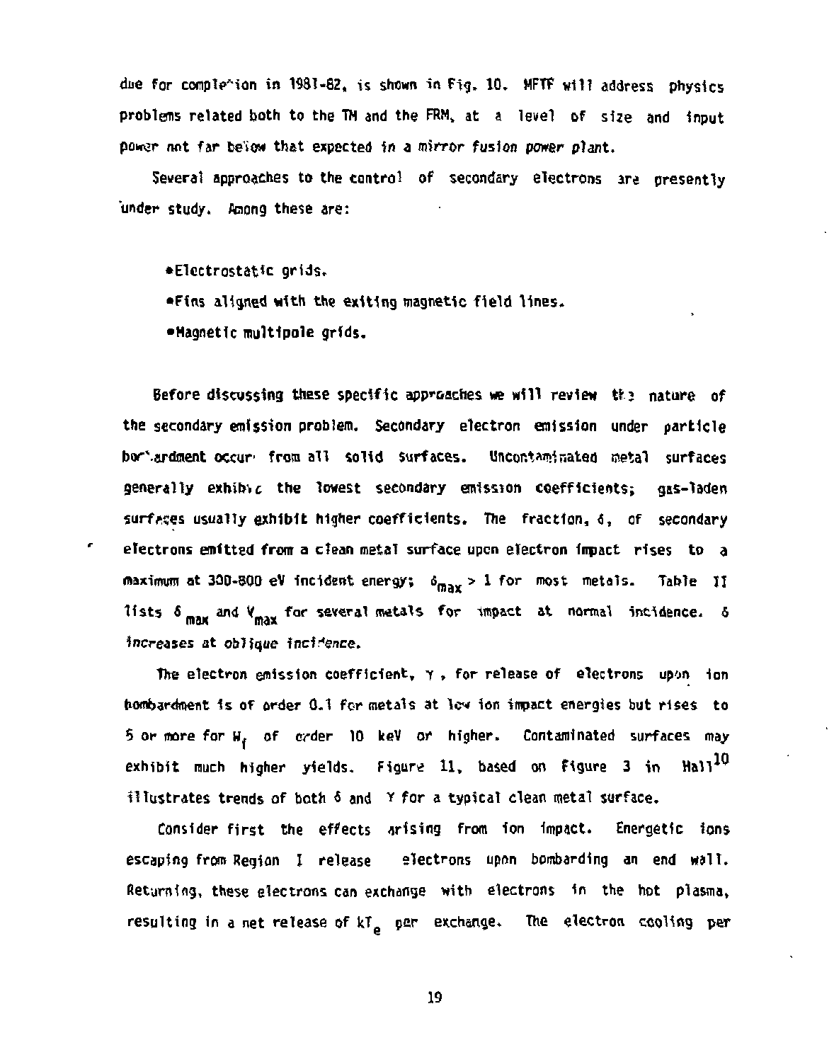due for completion in 1981-82, is shown in Fig. 10. MFTF will address physics problems related both to the TM and the FRM, at a level of size and input power not far below that expected in a mirror fusion power plant.

Several approaches to the control of secondary electrons are presently under study. Among these are:

- Electrostatic grids.
- Fins aligned with the exiting magnetic field lines.
- Magnetic multipole grids.

Before discussing these specific approaches we will review the nature of the secondary emission problem. Secondary electron emission under particle bombardment occurs from all solid surfaces. Uncontaminated metal surfaces generally exhibit the lowest secondary emission coefficients; gas-laden surfaces usually exhibit higher coefficients. The fraction, $\delta$, of secondary electrons emitted from a clean metal surface upon electron impact rises to a maximum at 300-800 eV incident energy; $\delta_{max} > 1$ for most metals. Table II lists $\delta_{max}$ and $V_{max}$ for several metals for impact at normal incidence. $\delta$ increases at oblique incidence.

The electron emission coefficient, $\gamma$, for release of electrons upon ion bombardment is of order 0.1 for metals at low ion impact energies but rises to 5 or more for $W_I$ of order 10 keV or higher. Contaminated surfaces may exhibit much higher yields. Figure 11, based on Figure 3 in Hall[10] illustrates trends of both $\delta$ and $\gamma$ for a typical clean metal surface.

Consider first the effects arising from ion impact. Energetic ions escaping from Region I release electrons upon bombarding an end wall. Returning, these electrons can exchange with electrons in the hot plasma, resulting in a net release of $kT_e$ per exchange. The electron cooling per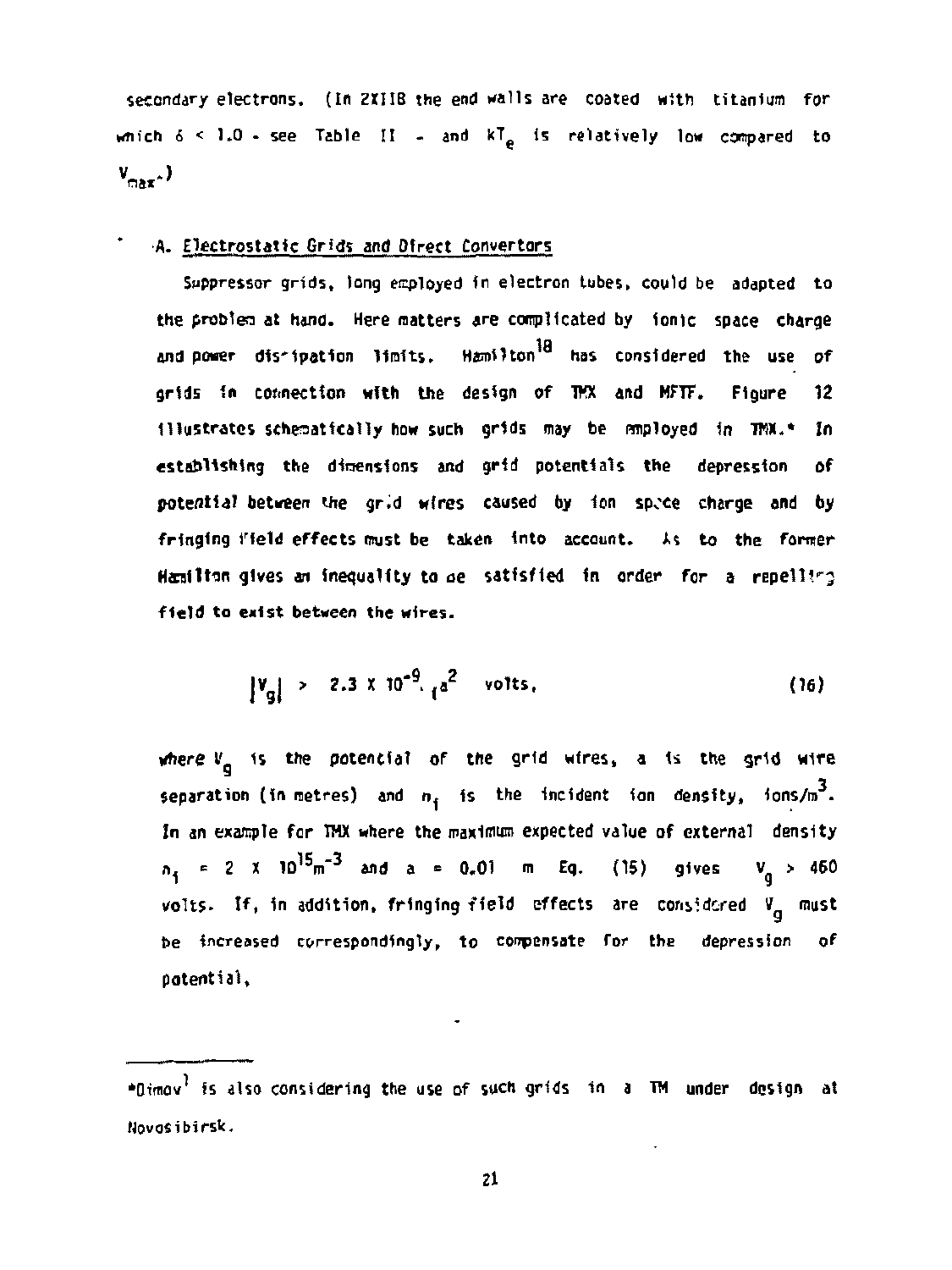secondary electrons. (In 2XIIB the end walls are coated with titanium for which $\delta < 1.0$ - see Table II - and $kT_e$ is relatively low compared to $V_{max}$.)

## A. Electrostatic Grids and Direct Convertors

Suppressor grids, long employed in electron tubes, could be adapted to the problem at hand. Here matters are complicated by ionic space charge and power dissipation limits. Hamilton[18] has considered the use of grids in connection with the design of TMX and MFTF. Figure 12 illustrates schematically how such grids may be employed in TMX.* In establishing the dimensions and grid potentials the depression of potential between the grid wires caused by ion space charge and by fringing field effects must be taken into account. As to the former Hamilton gives an inequality to be satisfied in order for a repelling field to exist between the wires.

$$|V_g| > 2.3 \times 10^{-9} n_i a^2 \quad \text{volts}, \tag{16}$$

where $V_g$ is the potential of the grid wires, a is the grid wire separation (in metres) and $n_i$ is the incident ion density, ions/m$^3$. In an example for TMX where the maximum expected value of external density $n_i = 2 \times 10^{15} \text{m}^{-3}$ and $a = 0.01$ m Eq. (15) gives $V_g > 460$ volts. If, in addition, fringing field effects are considered $V_g$ must be increased correspondingly, to compensate for the depression of potential.

---

*Dimov[1] is also considering the use of such grids in a TM under design at Novosibirsk.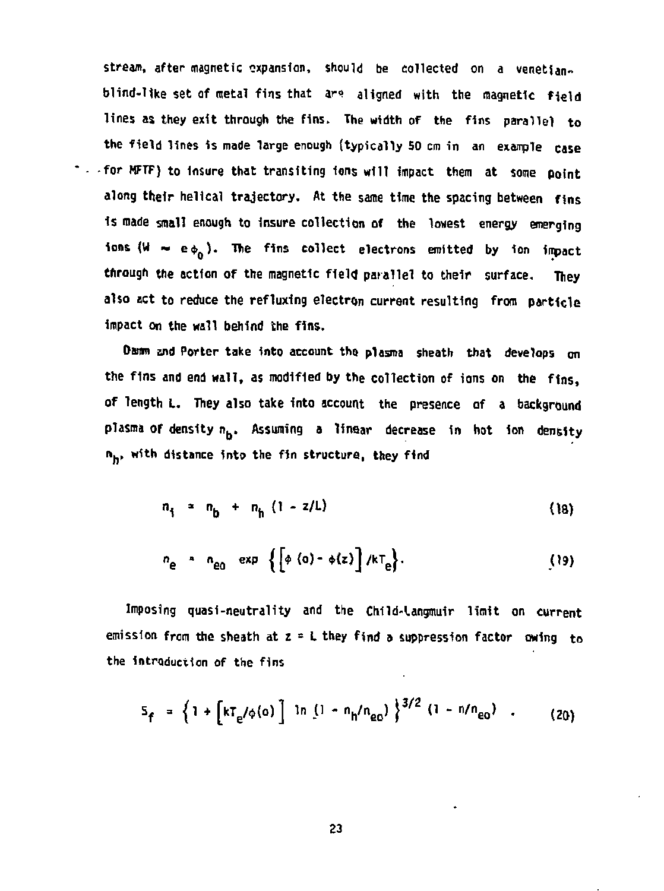stream, after magnetic expansion, should be collected on a venetian-blind-like set of metal fins that are aligned with the magnetic field lines as they exit through the fins. The width of the fins parallel to the field lines is made large enough (typically 50 cm in an example case for MFTF) to insure that transiting ions will impact them at some point along their helical trajectory. At the same time the spacing between fins is made small enough to insure collection of the lowest energy emerging ions ($W \sim e\phi_0$). The fins collect electrons emitted by ion impact through the action of the magnetic field parallel to their surface. They also act to reduce the refluxing electron current resulting from particle impact on the wall behind the fins.

Damm and Porter take into account the plasma sheath that develops on the fins and end wall, as modified by the collection of ions on the fins, of length L. They also take into account the presence of a background plasma of density $n_b$. Assuming a linear decrease in hot ion density $n_h$, with distance into the fin structure, they find

$$n_i = n_b + n_h (1 - z/L) \tag{18}$$

$$n_e = n_{eo} \exp \left\{ \left[ \phi(o) - \phi(z) \right] / kT_e \right\}. \tag{19}$$

Imposing quasi-neutrality and the Child-Langmuir limit on current emission from the sheath at z = L they find a suppression factor owing to the introduction of the fins

$$S_f = \left\{ 1 + \left[ kT_e/\phi(o) \right] \ln (1 - n_h/n_{eo}) \right\}^{3/2} (1 - n/n_{eo}) \quad . \tag{20}$$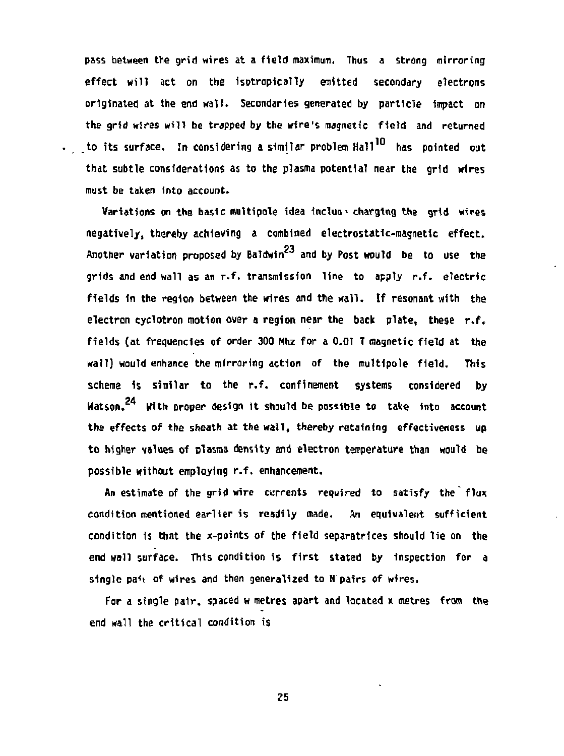pass between the grid wires at a field maximum. Thus a strong mirroring effect will act on the isotropically emitted secondary electrons originated at the end wall. Secondaries generated by particle impact on the grid wires will be trapped by the wire's magnetic field and returned to its surface. In considering a similar problem Hall[10] has pointed out that subtle considerations as to the plasma potential near the grid wires must be taken into account.

Variations on the basic multipole idea incluo charging the grid wires negatively, thereby achieving a combined electrostatic-magnetic effect. Another variation proposed by Baldwin[23] and by Post would be to use the grids and end wall as an r.f. transmission line to apply r.f. electric fields in the region between the wires and the wall. If resonant with the electron cyclotron motion over a region near the back plate, these r.f. fields (at frequencies of order 300 Mhz for a 0.01 T magnetic field at the wall) would enhance the mirroring action of the multipole field. This scheme is similar to the r.f. confinement systems considered by Watson.[24] With proper design it should be possible to take into account the effects of the sheath at the wall, thereby retaining effectiveness up to higher values of plasma density and electron temperature than would be possible without employing r.f. enhancement.

An estimate of the grid wire currents required to satisfy the flux condition mentioned earlier is readily made. An equivalent sufficient condition is that the x-points of the field separatrices should lie on the end wall surface. This condition is first stated by inspection for a single pair of wires and then generalized to N pairs of wires.

For a single pair, spaced w metres apart and located x metres from the end wall the critical condition is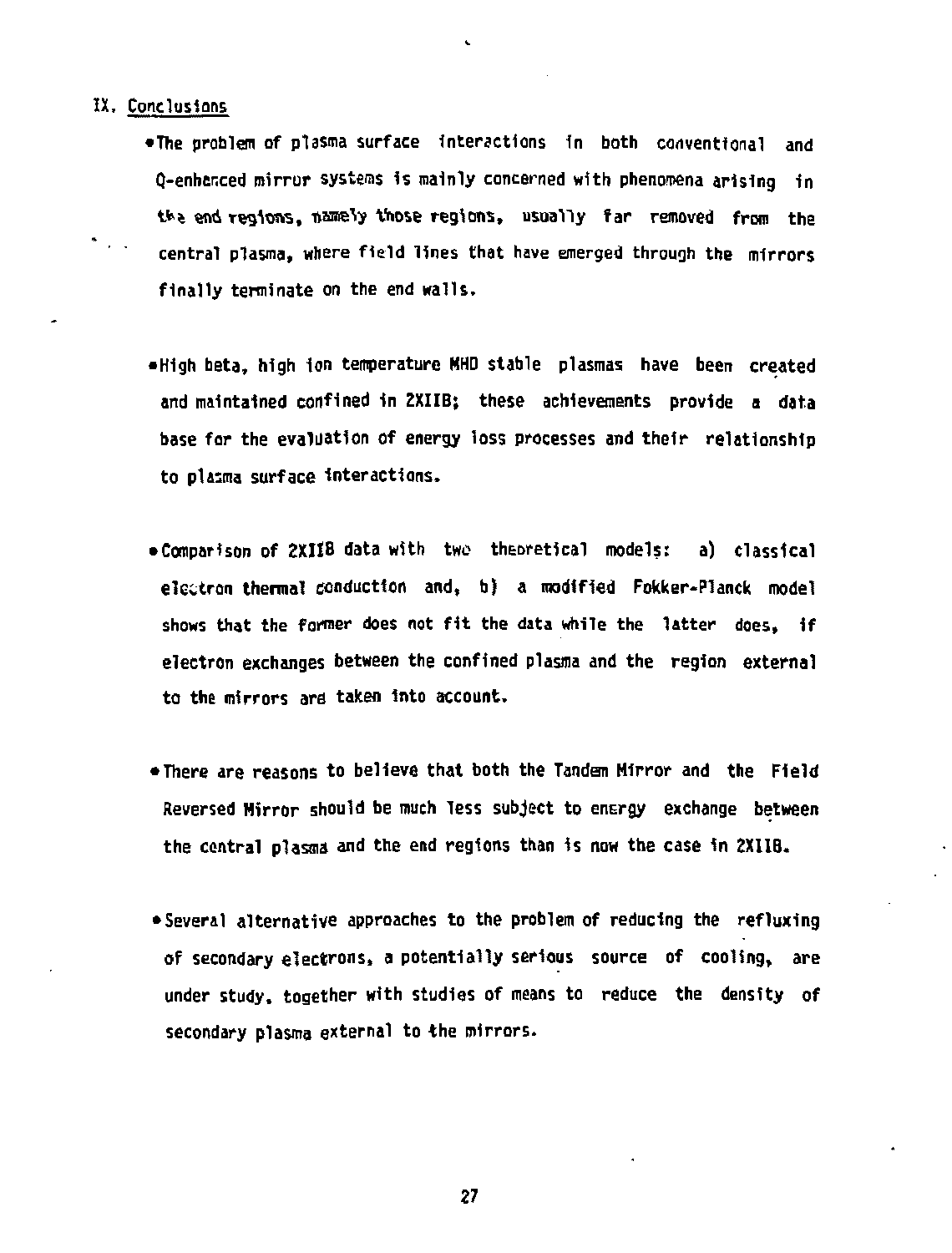## IX. Conclusions

- The problem of plasma surface interactions in both conventional and Q-enhanced mirror systems is mainly concerned with phenomena arising in the end regions, namely those regions, usually far removed from the central plasma, where field lines that have emerged through the mirrors finally terminate on the end walls.

- High beta, high ion temperature MHD stable plasmas have been created and maintained confined in 2XIIB; these achievements provide a data base for the evaluation of energy loss processes and their relationship to plasma surface interactions.

- Comparison of 2XIIB data with two theoretical models: a) classical electron thermal conduction and, b) a modified Fokker-Planck model shows that the former does not fit the data while the latter does, if electron exchanges between the confined plasma and the region external to the mirrors are taken into account.

- There are reasons to believe that both the Tandem Mirror and the Field Reversed Mirror should be much less subject to energy exchange between the central plasma and the end regions than is now the case in 2XIIB.

- Several alternative approaches to the problem of reducing the refluxing of secondary electrons, a potentially serious source of cooling, are under study, together with studies of means to reduce the density of secondary plasma external to the mirrors.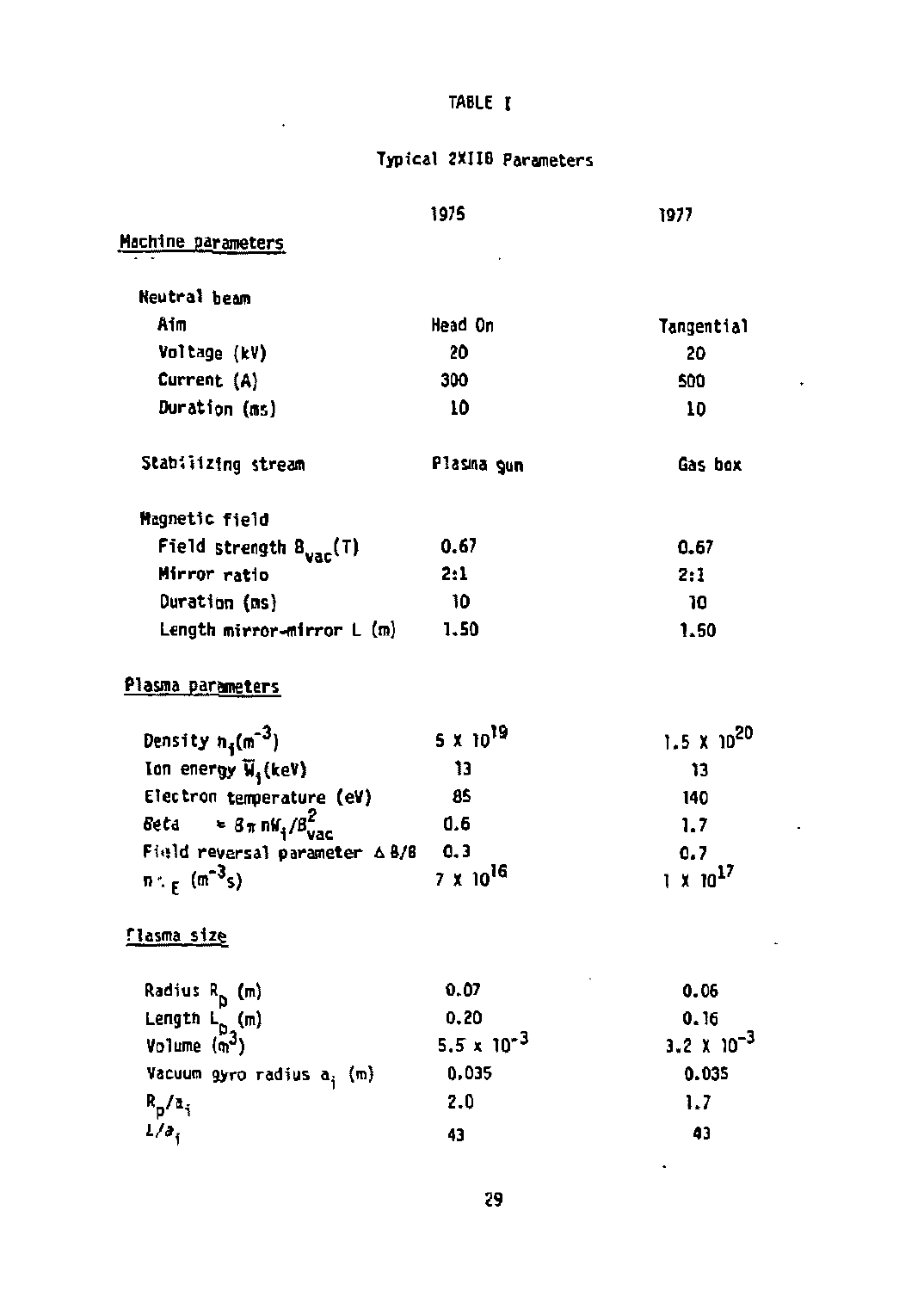TABLE I

Typical 2XIIB Parameters

| | 1975 | 1977 |
|---|---|---|
| **Machine parameters** | | |
| Neutral beam | | |
| Aim | Head On | Tangential |
| Voltage (kV) | 20 | 20 |
| Current (A) | 300 | 500 |
| Duration (ms) | 10 | 10 |
| Stabilizing stream | Plasma gun | Gas box |
| Magnetic field | | |
| Field strength $B_{vac}$(T) | 0.67 | 0.67 |
| Mirror ratio | 2:1 | 2:1 |
| Duration (ms) | 10 | 10 |
| Length mirror-mirror L (m) | 1.50 | 1.50 |
| **Plasma parameters** | | |
| Density $n_i$($m^{-3}$) | $5 \times 10^{19}$ | $1.5 \times 10^{20}$ |
| Ion energy $\bar{W}_i$(keV) | 13 | 13 |
| Electron temperature (eV) | 85 | 140 |
| Beta $= 8\pi n W_i / B_{vac}^2$ | 0.6 | 1.7 |
| Field reversal parameter $\Delta B/B$ | 0.3 | 0.7 |
| $n\tau_E$ ($m^{-3}$s) | $7 \times 10^{16}$ | $1 \times 10^{17}$ |
| **Plasma size** | | |
| Radius $R_p$ (m) | 0.07 | 0.06 |
| Length $L_p$ (m) | 0.20 | 0.16 |
| Volume ($m^3$) | $5.5 \times 10^{-3}$ | $3.2 \times 10^{-3}$ |
| Vacuum gyro radius $a_i$ (m) | 0.035 | 0.035 |
| $R_p/a_i$ | 2.0 | 1.7 |
| $L/a_i$ | 43 | 43 |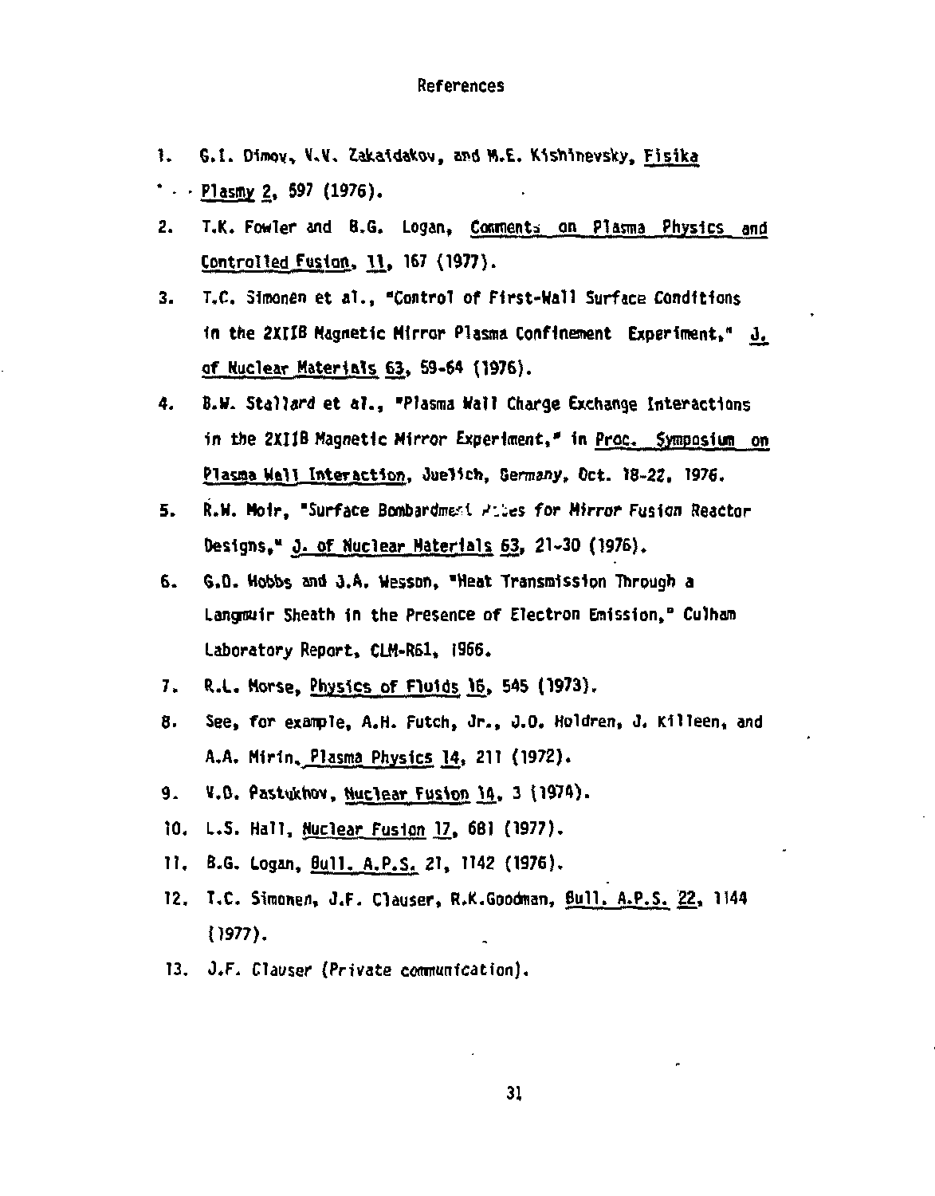# References

1. G.I. Dimov, V.V. Zakaidakov, and M.E. Kishinevsky, Fisika Plasmy 2, 597 (1976).
2. T.K. Fowler and B.G. Logan, Comments on Plasma Physics and Controlled Fusion, 11, 167 (1977).
3. T.C. Simonen et al., "Control of First-Wall Surface Conditions in the 2XIIB Magnetic Mirror Plasma Confinement Experiment," J. of Nuclear Materials 63, 59-64 (1976).
4. B.W. Stallard et al., "Plasma Wall Charge Exchange Interactions in the 2XIIB Magnetic Mirror Experiment," in Proc. Symposium on Plasma Wall Interaction, Juelich, Germany, Oct. 18-22, 1976.
5. R.W. Moir, "Surface Bombardment Rates for Mirror Fusion Reactor Designs," J. of Nuclear Materials 63, 21-30 (1976).
6. G.D. Hobbs and J.A. Wesson, "Heat Transmission Through a Langmuir Sheath in the Presence of Electron Emission," Culham Laboratory Report, CLM-R61, 1966.
7. R.L. Morse, Physics of Fluids 16, 545 (1973).
8. See, for example, A.H. Futch, Jr., J.O. Holdren, J. Killeen, and A.A. Mirin, Plasma Physics 14, 211 (1972).
9. V.D. Pastukhov, Nuclear Fusion 14, 3 (1974).
10. L.S. Hall, Nuclear Fusion 17, 681 (1977).
11. B.G. Logan, Bull. A.P.S. 21, 1142 (1976).
12. T.C. Simonen, J.F. Clauser, R.K. Goodman, Bull. A.P.S. 22, 1144 (1977).
13. J.F. Clauser (Private communication).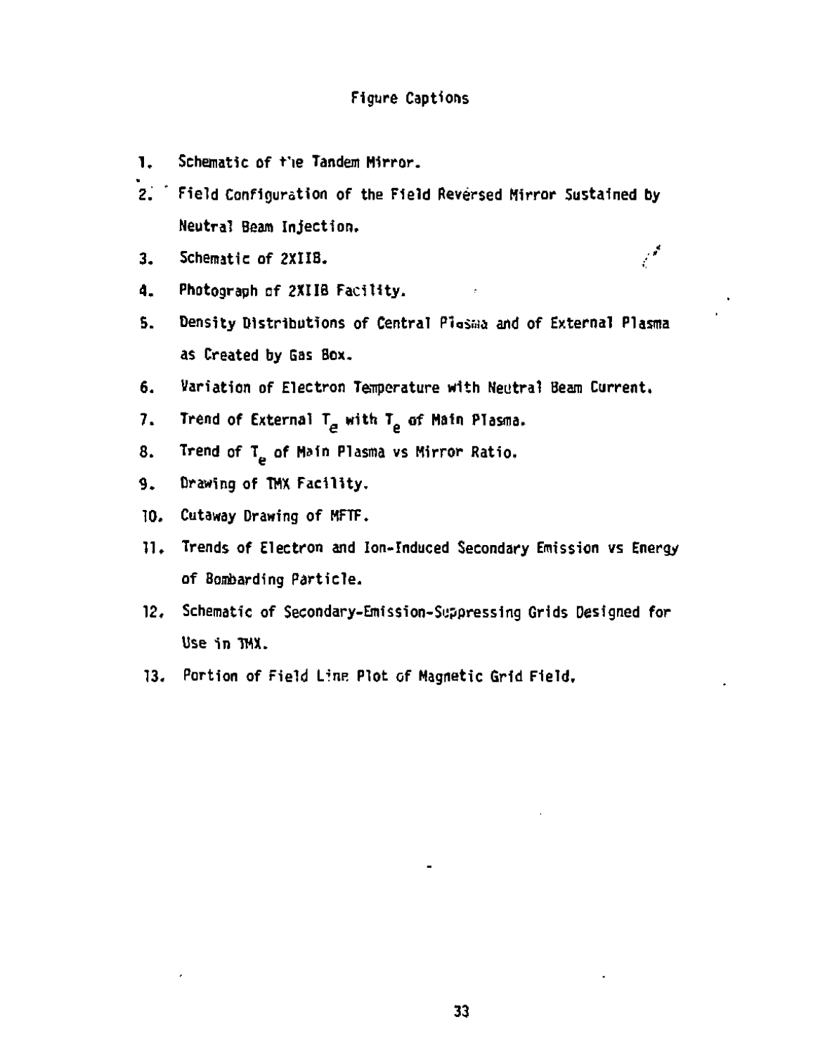# Figure Captions

1. Schematic of the Tandem Mirror.
2. Field Configuration of the Field Reversed Mirror Sustained by Neutral Beam Injection.
3. Schematic of 2XIIB.
4. Photograph of 2XIIB Facility.
5. Density Distributions of Central Plasma and of External Plasma as Created by Gas Box.
6. Variation of Electron Temperature with Neutral Beam Current.
7. Trend of External $T_e$ with $T_e$ of Main Plasma.
8. Trend of $T_e$ of Main Plasma vs Mirror Ratio.
9. Drawing of TMX Facility.
10. Cutaway Drawing of MFTF.
11. Trends of Electron and Ion-Induced Secondary Emission vs Energy of Bombarding Particle.
12. Schematic of Secondary-Emission-Suppressing Grids Designed for Use in TMX.
13. Portion of Field Line Plot of Magnetic Grid Field.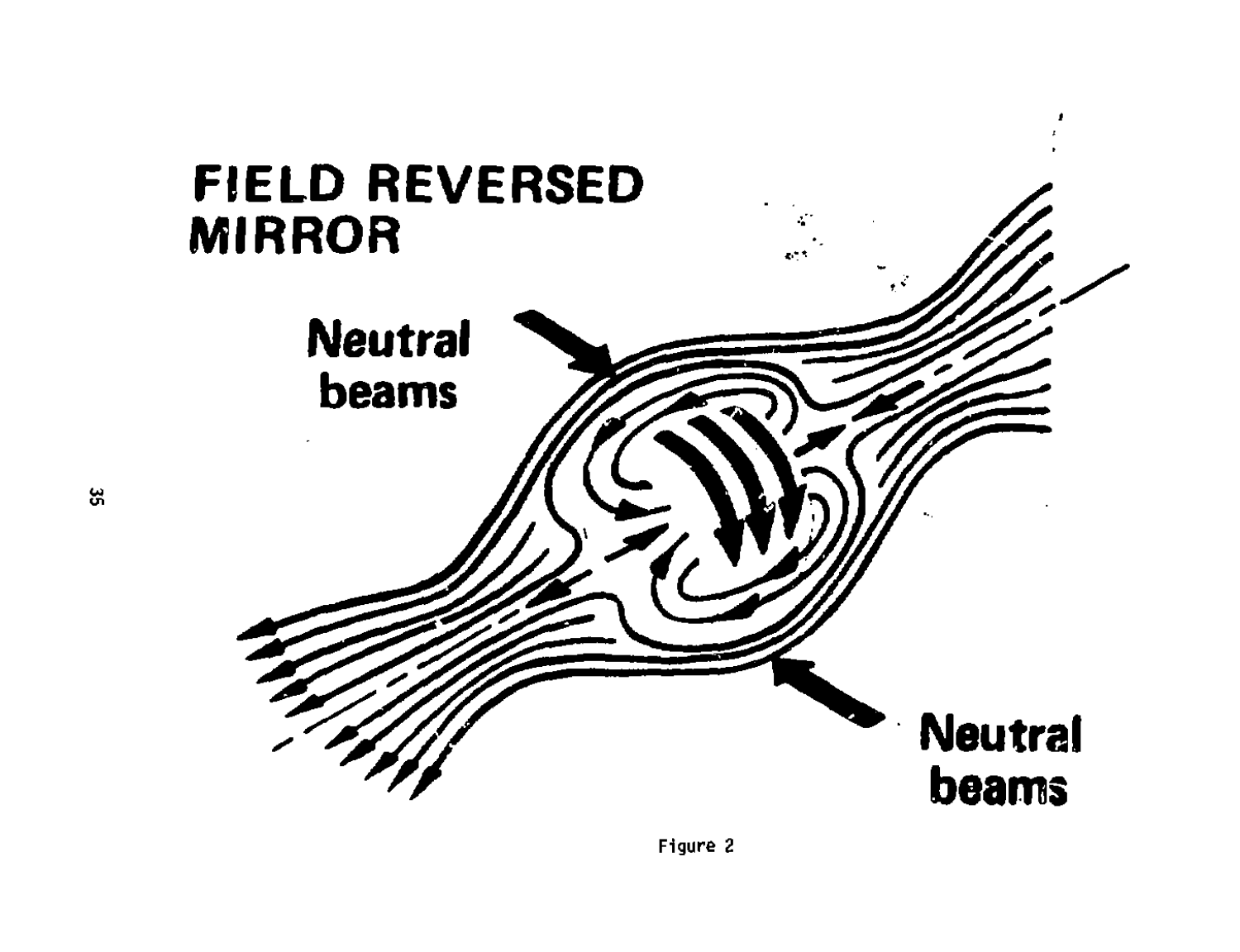# FIELD REVERSED MIRROR

Neutral beams

Neutral beams

Figure 2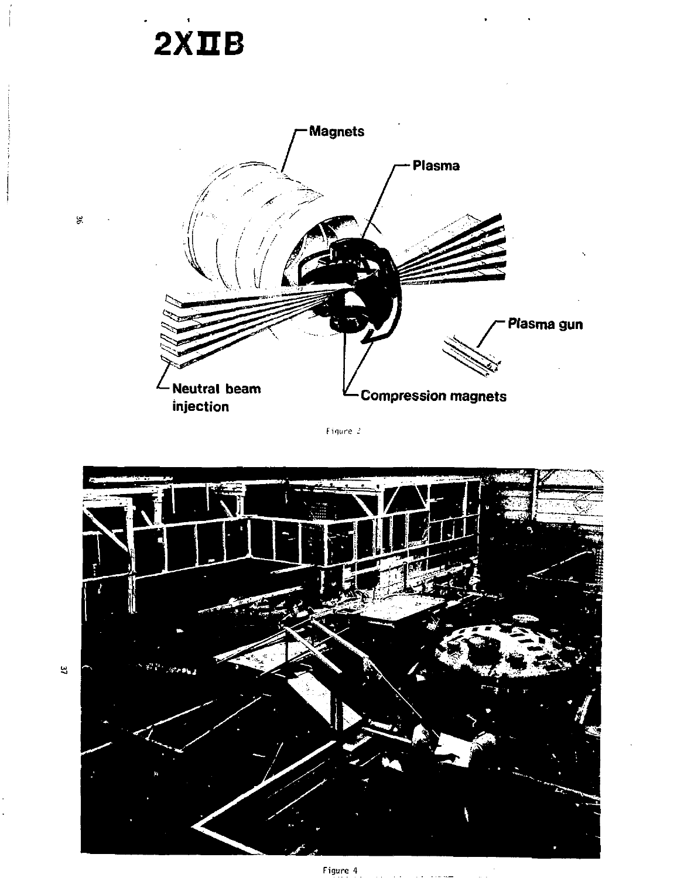# 2XIIB

Magnets

Plasma

Plasma gun

Neutral beam injection

Compression magnets

Figure 2

Figure 4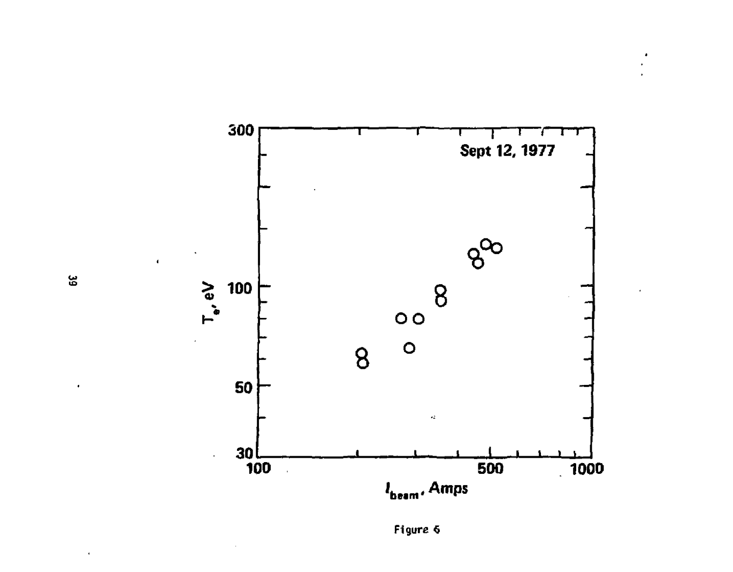Figure 6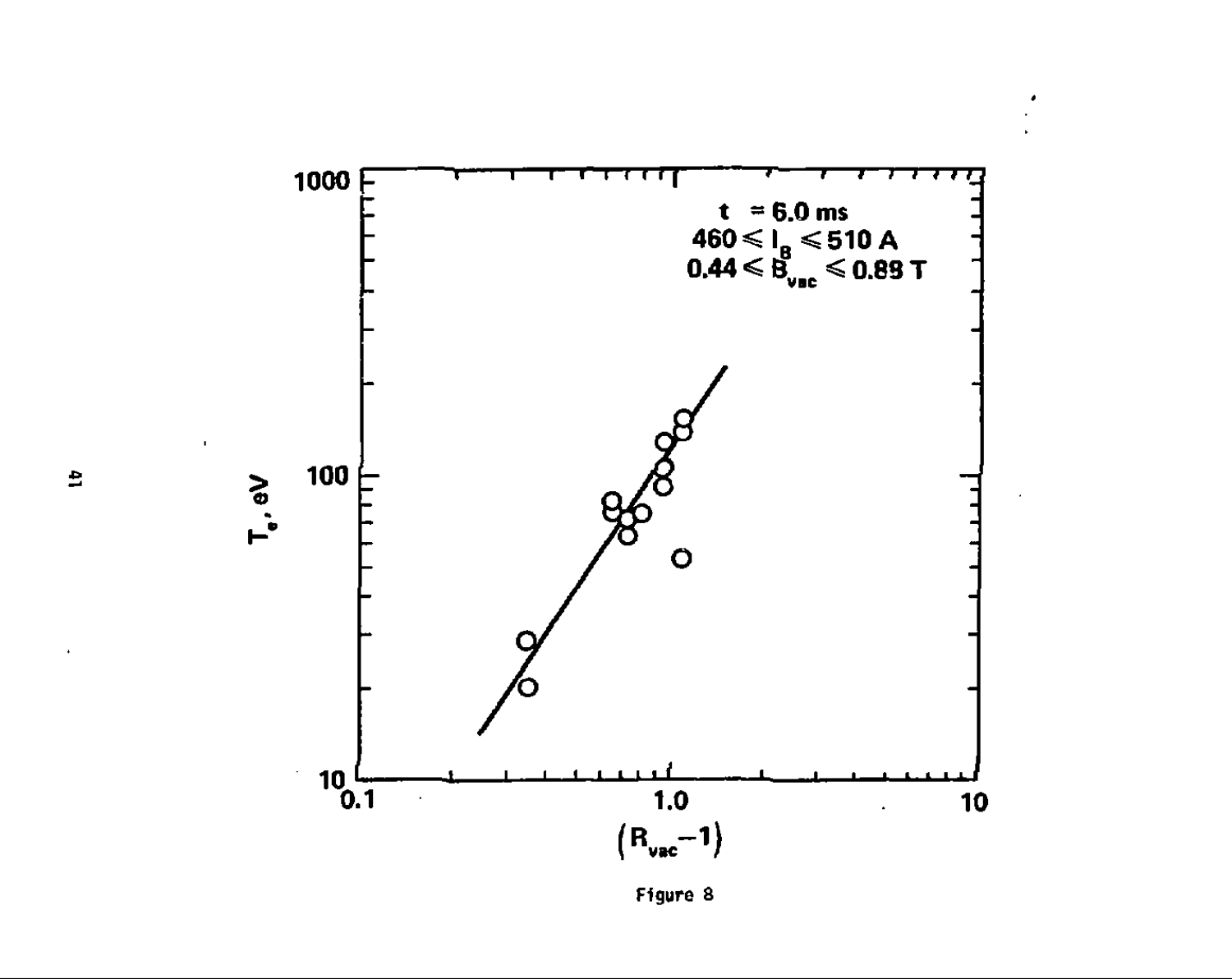t = 6.0 ms

$460 \leqslant I_B \leqslant 510$ A

$0.44 \leqslant B_{vac} \leqslant 0.89$ T

$T_e$, eV

$(R_{vac} - 1)$

Figure 8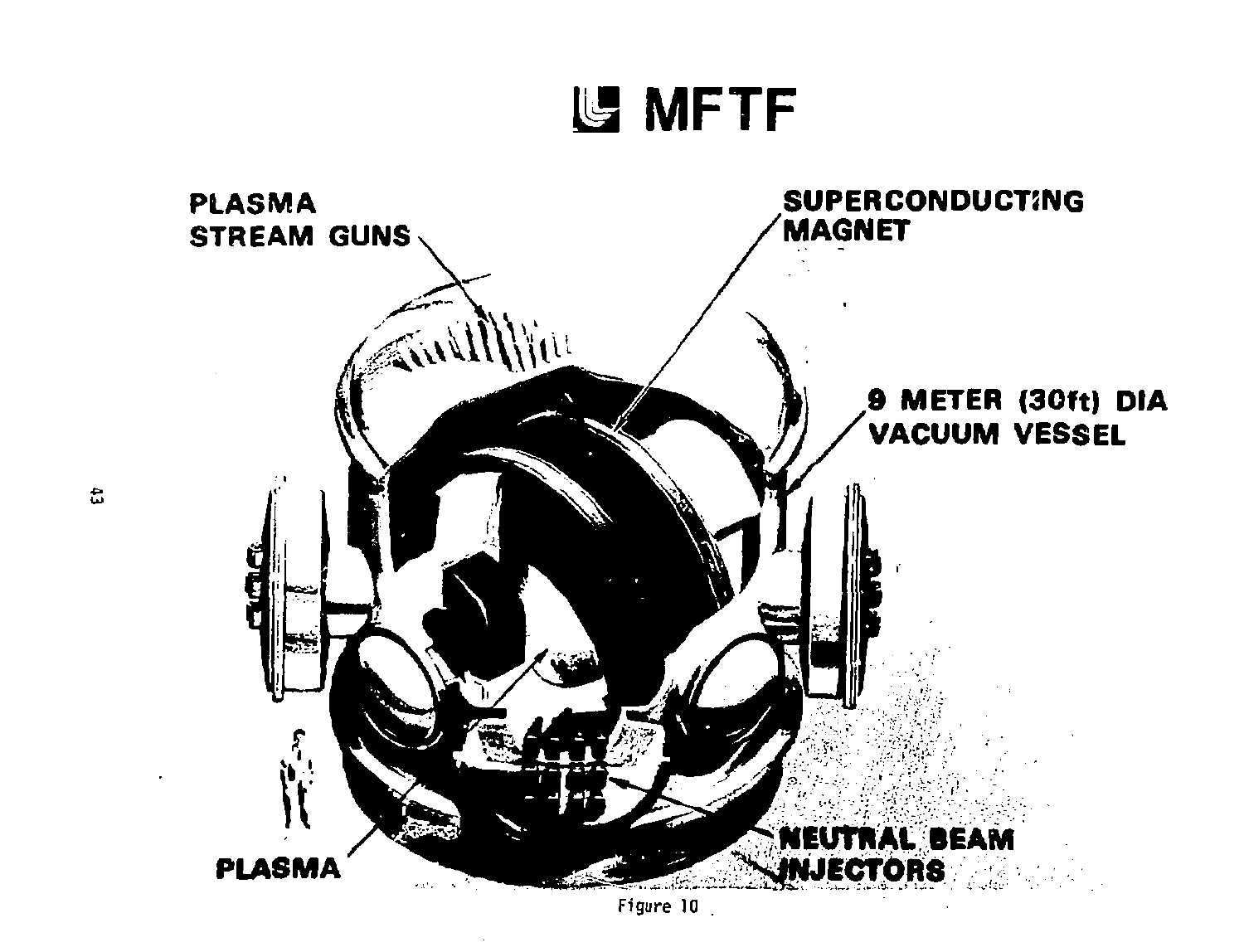# MFTF

PLASMA STREAM GUNS

SUPERCONDUCTING MAGNET

9 METER (30ft) DIA VACUUM VESSEL

PLASMA

NEUTRAL BEAM INJECTORS

Figure 10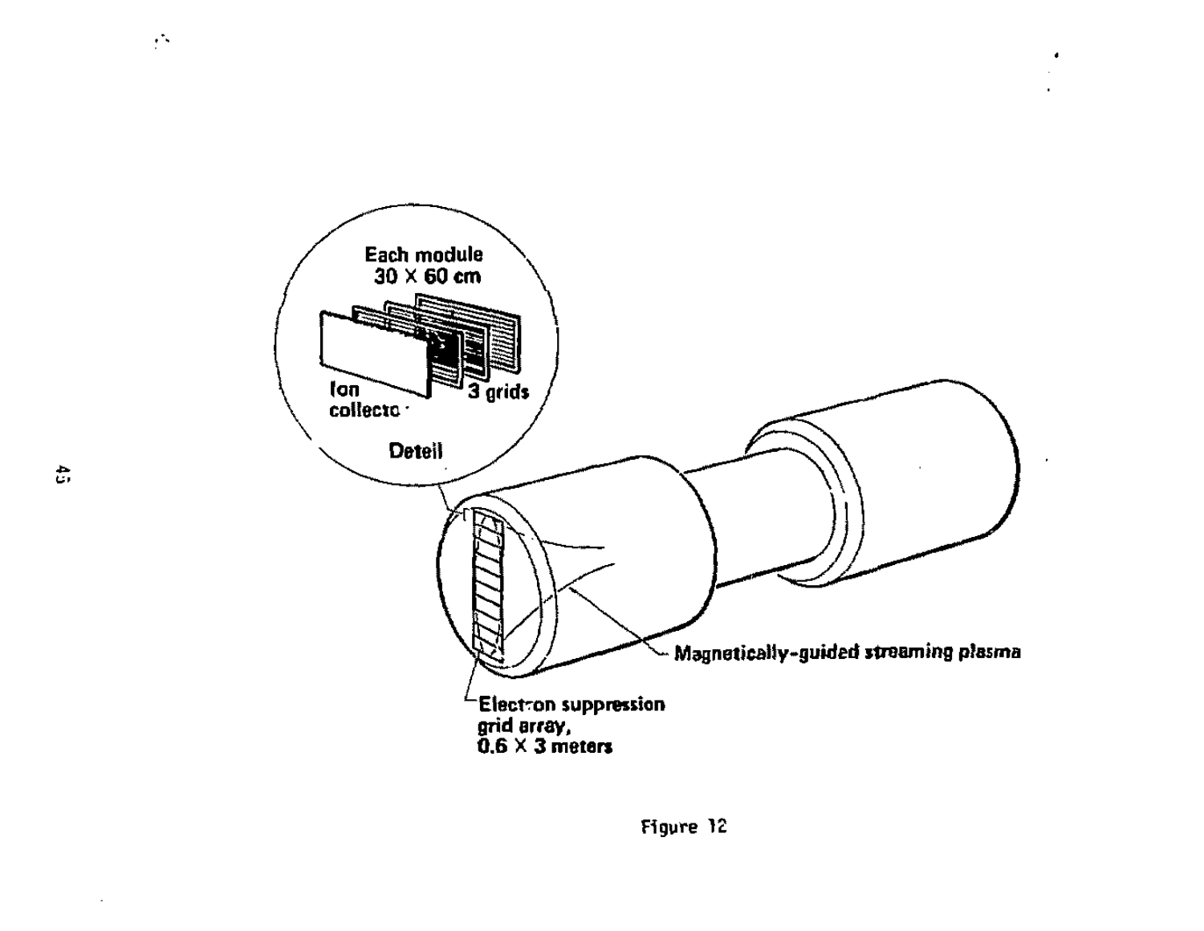Each module
30 X 60 cm

Ion
collecto·

3 grids

Detail

Magnetically-guided streaming plasma

Electron suppression
grid array,
0.6 X 3 meters

Figure 12